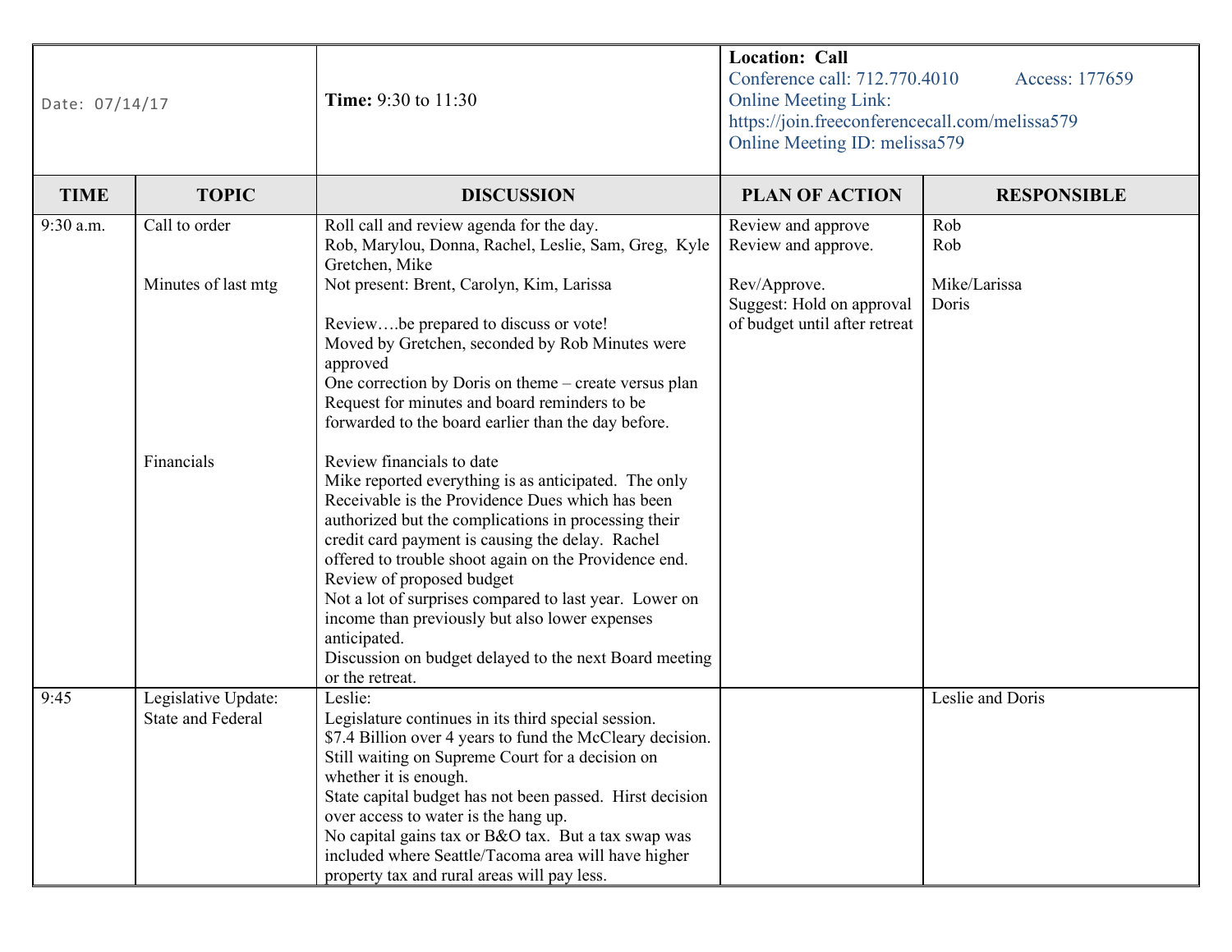| Date: 07/14/17 | | Time: 9:30 to 11:30 | Location: Call<br>Conference call: 712.770.4010 Access: 177659<br>Online Meeting Link:<br>https://join.freeconferencecall.com/melissa579<br>Online Meeting ID: melissa579 | |
|---|---|---|---|---|
| **TIME** | **TOPIC** | **DISCUSSION** | **PLAN OF ACTION** | **RESPONSIBLE** |
| 9:30 a.m. | Call to order<br><br><br>Minutes of last mtg<br><br><br><br><br><br><br><br><br>Financials | Roll call and review agenda for the day.<br>Rob, Marylou, Donna, Rachel, Leslie, Sam, Greg, Kyle Gretchen, Mike<br>Not present: Brent, Carolyn, Kim, Larissa<br><br>Review….be prepared to discuss or vote!<br>Moved by Gretchen, seconded by Rob Minutes were approved<br>One correction by Doris on theme – create versus plan<br>Request for minutes and board reminders to be forwarded to the board earlier than the day before.<br><br>Review financials to date<br>Mike reported everything is as anticipated. The only Receivable is the Providence Dues which has been authorized but the complications in processing their credit card payment is causing the delay. Rachel offered to trouble shoot again on the Providence end.<br>Review of proposed budget<br>Not a lot of surprises compared to last year. Lower on income than previously but also lower expenses anticipated.<br>Discussion on budget delayed to the next Board meeting or the retreat. | Review and approve<br>Review and approve.<br><br>Rev/Approve.<br>Suggest: Hold on approval of budget until after retreat | Rob<br>Rob<br><br>Mike/Larissa<br>Doris |
| 9:45 | Legislative Update: State and Federal | Leslie:<br>Legislature continues in its third special session.<br>$7.4 Billion over 4 years to fund the McCleary decision. Still waiting on Supreme Court for a decision on whether it is enough.<br>State capital budget has not been passed. Hirst decision over access to water is the hang up.<br>No capital gains tax or B&O tax. But a tax swap was included where Seattle/Tacoma area will have higher property tax and rural areas will pay less. | | Leslie and Doris |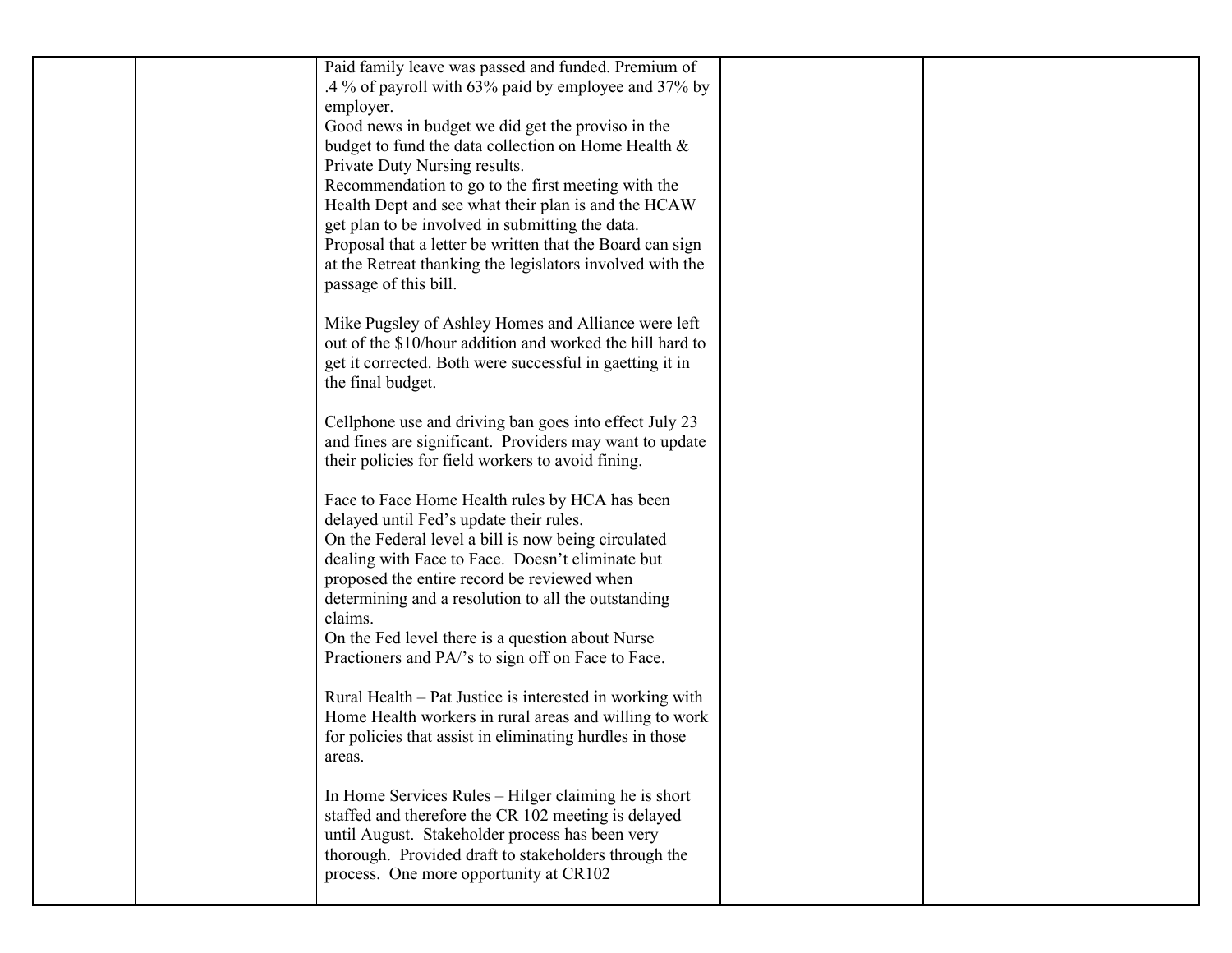|  |  |  |  |  |
|---|---|---|---|---|
|  |  | Paid family leave was passed and funded. Premium of .4 % of payroll with 63% paid by employee and 37% by employer.<br>Good news in budget we did get the proviso in the budget to fund the data collection on Home Health & Private Duty Nursing results.<br>Recommendation to go to the first meeting with the Health Dept and see what their plan is and the HCAW get plan to be involved in submitting the data.<br>Proposal that a letter be written that the Board can sign at the Retreat thanking the legislators involved with the passage of this bill.<br><br>Mike Pugsley of Ashley Homes and Alliance were left out of the $10/hour addition and worked the hill hard to get it corrected. Both were successful in gaetting it in the final budget.<br><br>Cellphone use and driving ban goes into effect July 23 and fines are significant. Providers may want to update their policies for field workers to avoid fining.<br><br>Face to Face Home Health rules by HCA has been delayed until Fed's update their rules.<br>On the Federal level a bill is now being circulated dealing with Face to Face. Doesn't eliminate but proposed the entire record be reviewed when determining and a resolution to all the outstanding claims.<br>On the Fed level there is a question about Nurse Practioners and PA/'s to sign off on Face to Face.<br><br>Rural Health – Pat Justice is interested in working with Home Health workers in rural areas and willing to work for policies that assist in eliminating hurdles in those areas.<br><br>In Home Services Rules – Hilger claiming he is short staffed and therefore the CR 102 meeting is delayed until August. Stakeholder process has been very thorough. Provided draft to stakeholders through the process. One more opportunity at CR102 |  |  |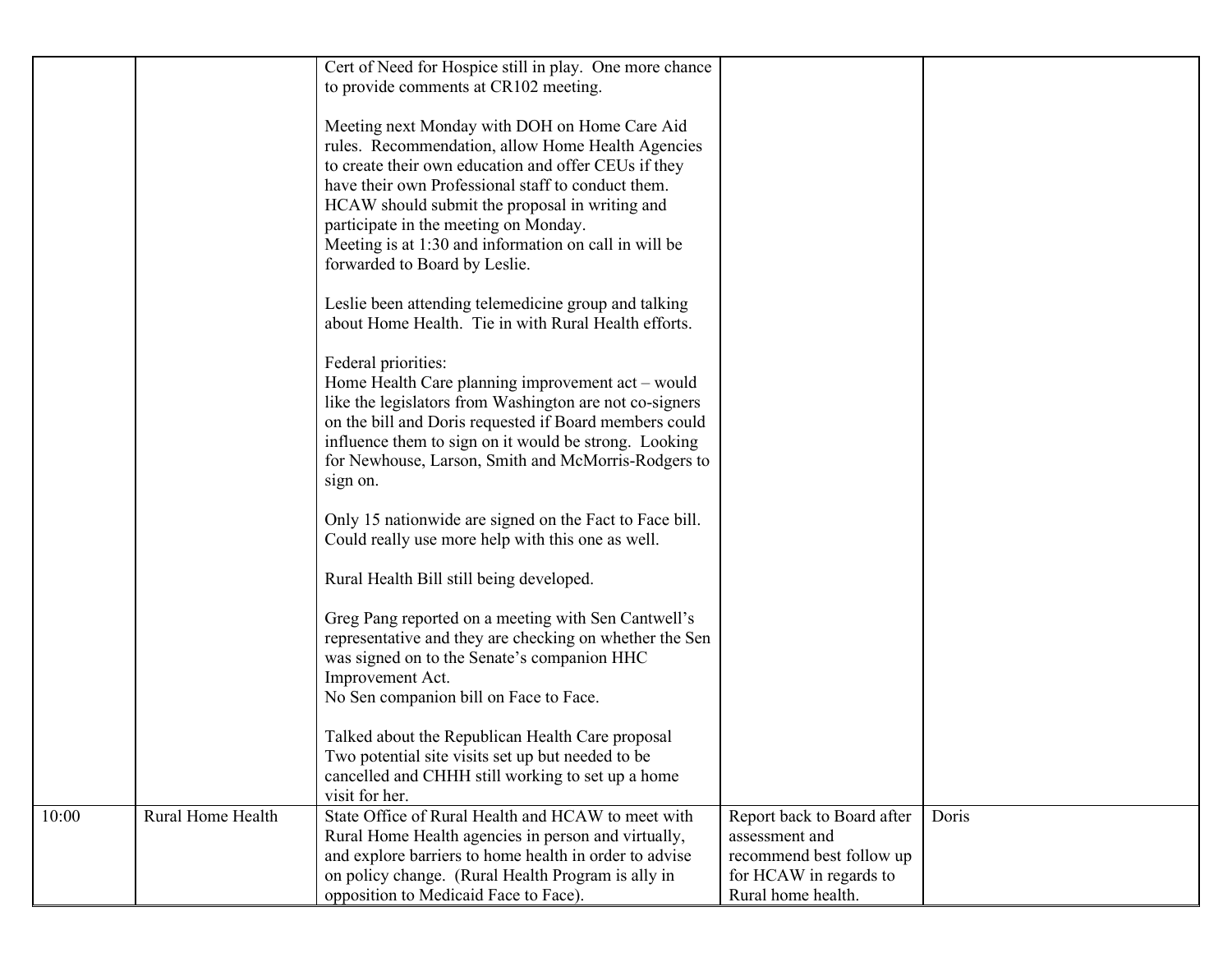| | | | | |
|---|---|---|---|---|
| | | Cert of Need for Hospice still in play. One more chance to provide comments at CR102 meeting.<br><br>Meeting next Monday with DOH on Home Care Aid rules. Recommendation, allow Home Health Agencies to create their own education and offer CEUs if they have their own Professional staff to conduct them. HCAW should submit the proposal in writing and participate in the meeting on Monday.<br>Meeting is at 1:30 and information on call in will be forwarded to Board by Leslie.<br><br>Leslie been attending telemedicine group and talking about Home Health. Tie in with Rural Health efforts.<br><br>Federal priorities:<br>Home Health Care planning improvement act – would like the legislators from Washington are not co-signers on the bill and Doris requested if Board members could influence them to sign on it would be strong. Looking for Newhouse, Larson, Smith and McMorris-Rodgers to sign on.<br><br>Only 15 nationwide are signed on the Fact to Face bill. Could really use more help with this one as well.<br><br>Rural Health Bill still being developed.<br><br>Greg Pang reported on a meeting with Sen Cantwell's representative and they are checking on whether the Sen was signed on to the Senate's companion HHC Improvement Act.<br>No Sen companion bill on Face to Face.<br><br>Talked about the Republican Health Care proposal<br>Two potential site visits set up but needed to be cancelled and CHHH still working to set up a home visit for her. | | |
| 10:00 | Rural Home Health | State Office of Rural Health and HCAW to meet with Rural Home Health agencies in person and virtually, and explore barriers to home health in order to advise on policy change. (Rural Health Program is ally in opposition to Medicaid Face to Face). | Report back to Board after assessment and recommend best follow up for HCAW in regards to Rural home health. | Doris |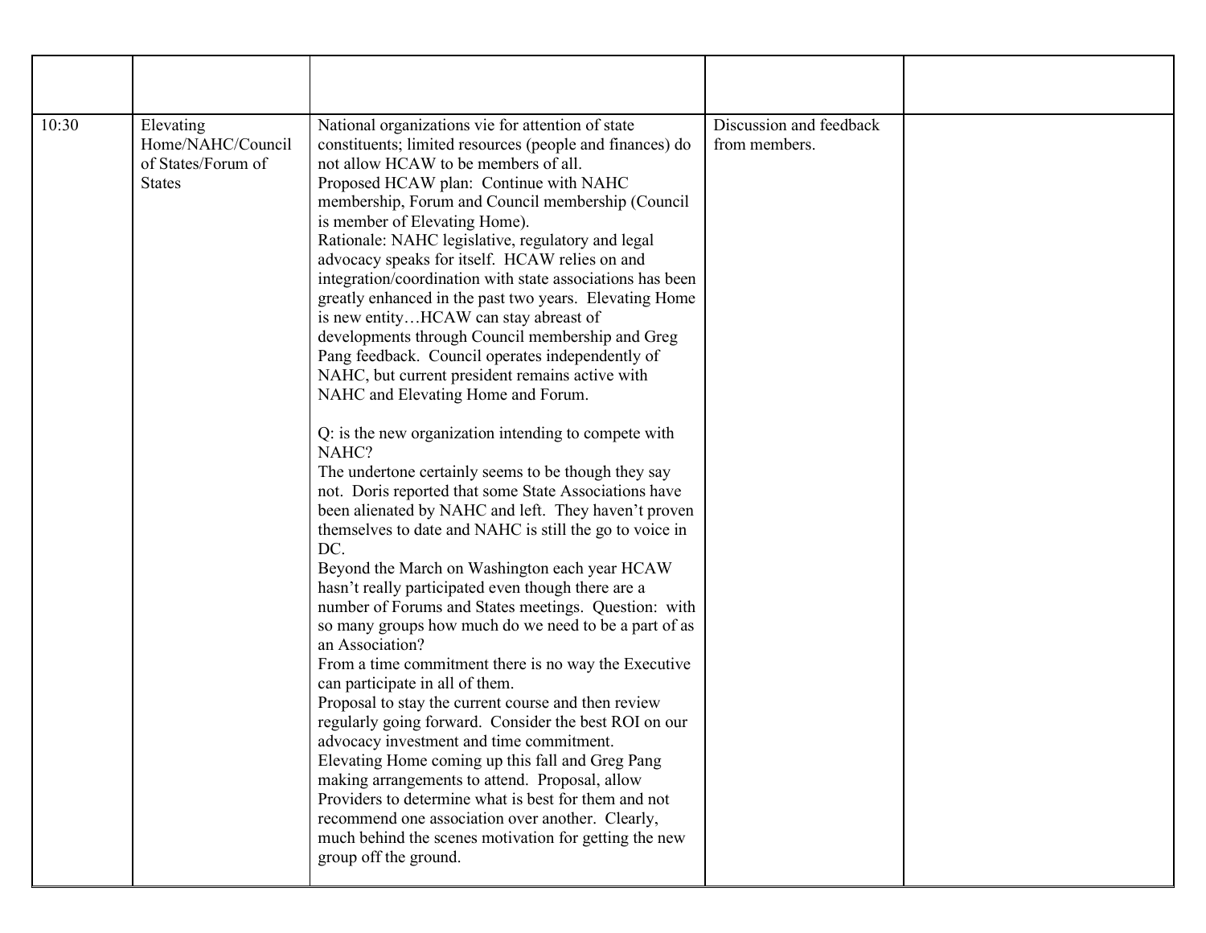| | | | | |
|---|---|---|---|---|
| 10:30 | Elevating Home/NAHC/Council of States/Forum of States | National organizations vie for attention of state constituents; limited resources (people and finances) do not allow HCAW to be members of all.<br>Proposed HCAW plan: Continue with NAHC membership, Forum and Council membership (Council is member of Elevating Home).<br>Rationale: NAHC legislative, regulatory and legal advocacy speaks for itself. HCAW relies on and integration/coordination with state associations has been greatly enhanced in the past two years. Elevating Home is new entity…HCAW can stay abreast of developments through Council membership and Greg Pang feedback. Council operates independently of NAHC, but current president remains active with NAHC and Elevating Home and Forum.<br><br>Q: is the new organization intending to compete with NAHC?<br>The undertone certainly seems to be though they say not. Doris reported that some State Associations have been alienated by NAHC and left. They haven't proven themselves to date and NAHC is still the go to voice in DC.<br>Beyond the March on Washington each year HCAW hasn't really participated even though there are a number of Forums and States meetings. Question: with so many groups how much do we need to be a part of as an Association?<br>From a time commitment there is no way the Executive can participate in all of them.<br>Proposal to stay the current course and then review regularly going forward. Consider the best ROI on our advocacy investment and time commitment.<br>Elevating Home coming up this fall and Greg Pang making arrangements to attend. Proposal, allow Providers to determine what is best for them and not recommend one association over another. Clearly, much behind the scenes motivation for getting the new group off the ground. | Discussion and feedback from members. | |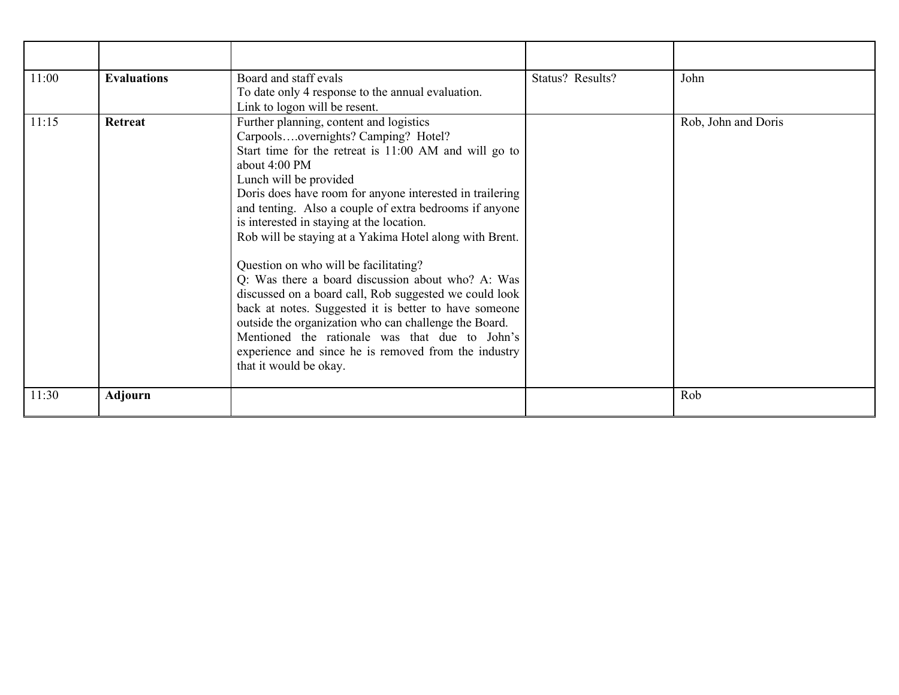| | | | | |
|---|---|---|---|---|
| 11:00 | **Evaluations** | Board and staff evals<br>To date only 4 response to the annual evaluation.<br>Link to logon will be resent. | Status? Results? | John |
| 11:15 | **Retreat** | Further planning, content and logistics<br>Carpools….overnights? Camping? Hotel?<br>Start time for the retreat is 11:00 AM and will go to about 4:00 PM<br>Lunch will be provided<br>Doris does have room for anyone interested in trailering and tenting. Also a couple of extra bedrooms if anyone is interested in staying at the location.<br>Rob will be staying at a Yakima Hotel along with Brent.<br><br>Question on who will be facilitating?<br>Q: Was there a board discussion about who? A: Was discussed on a board call, Rob suggested we could look back at notes. Suggested it is better to have someone outside the organization who can challenge the Board.<br>Mentioned the rationale was that due to John's experience and since he is removed from the industry that it would be okay. | | Rob, John and Doris |
| 11:30 | **Adjourn** | | | Rob |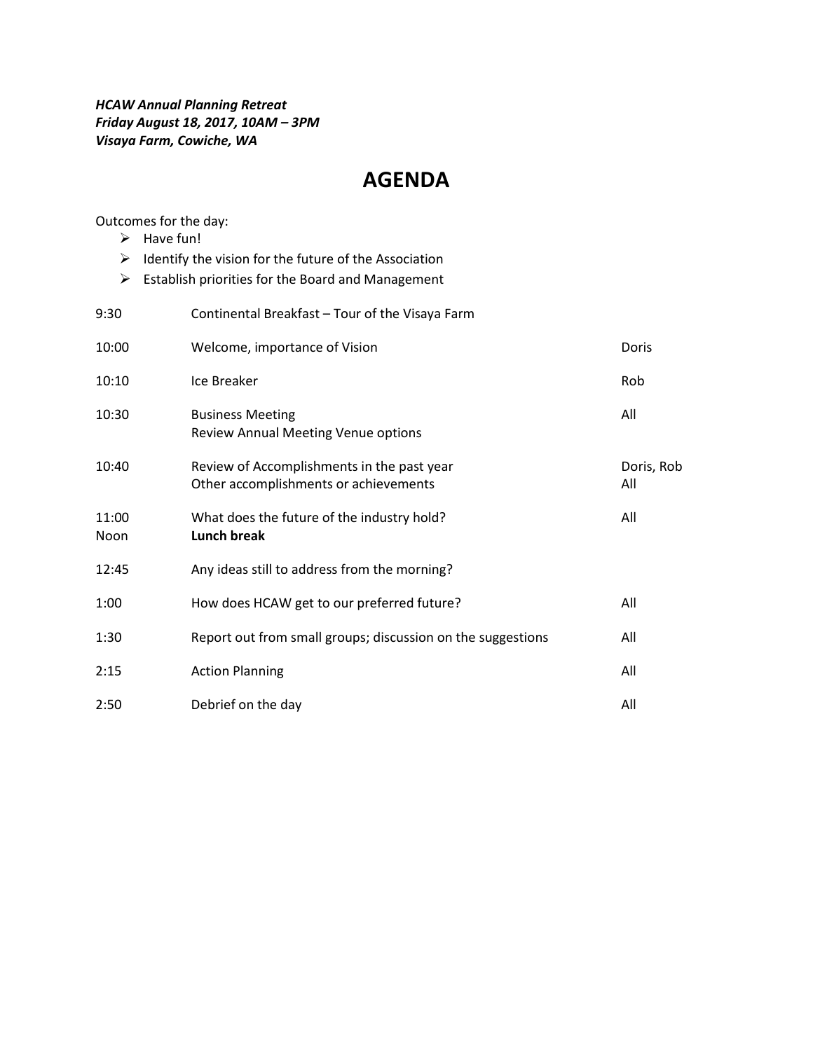***HCAW Annual Planning Retreat***
***Friday August 18, 2017, 10AM – 3PM***
***Visaya Farm, Cowiche, WA***

# AGENDA

Outcomes for the day:

- Have fun!
- Identify the vision for the future of the Association
- Establish priorities for the Board and Management

| Time | Item | Lead |
| --- | --- | --- |
| 9:30 | Continental Breakfast – Tour of the Visaya Farm | |
| 10:00 | Welcome, importance of Vision | Doris |
| 10:10 | Ice Breaker | Rob |
| 10:30 | Business Meeting<br>Review Annual Meeting Venue options | All |
| 10:40 | Review of Accomplishments in the past year<br>Other accomplishments or achievements | Doris, Rob<br>All |
| 11:00<br>Noon | What does the future of the industry hold?<br>**Lunch break** | All |
| 12:45 | Any ideas still to address from the morning? | |
| 1:00 | How does HCAW get to our preferred future? | All |
| 1:30 | Report out from small groups; discussion on the suggestions | All |
| 2:15 | Action Planning | All |
| 2:50 | Debrief on the day | All |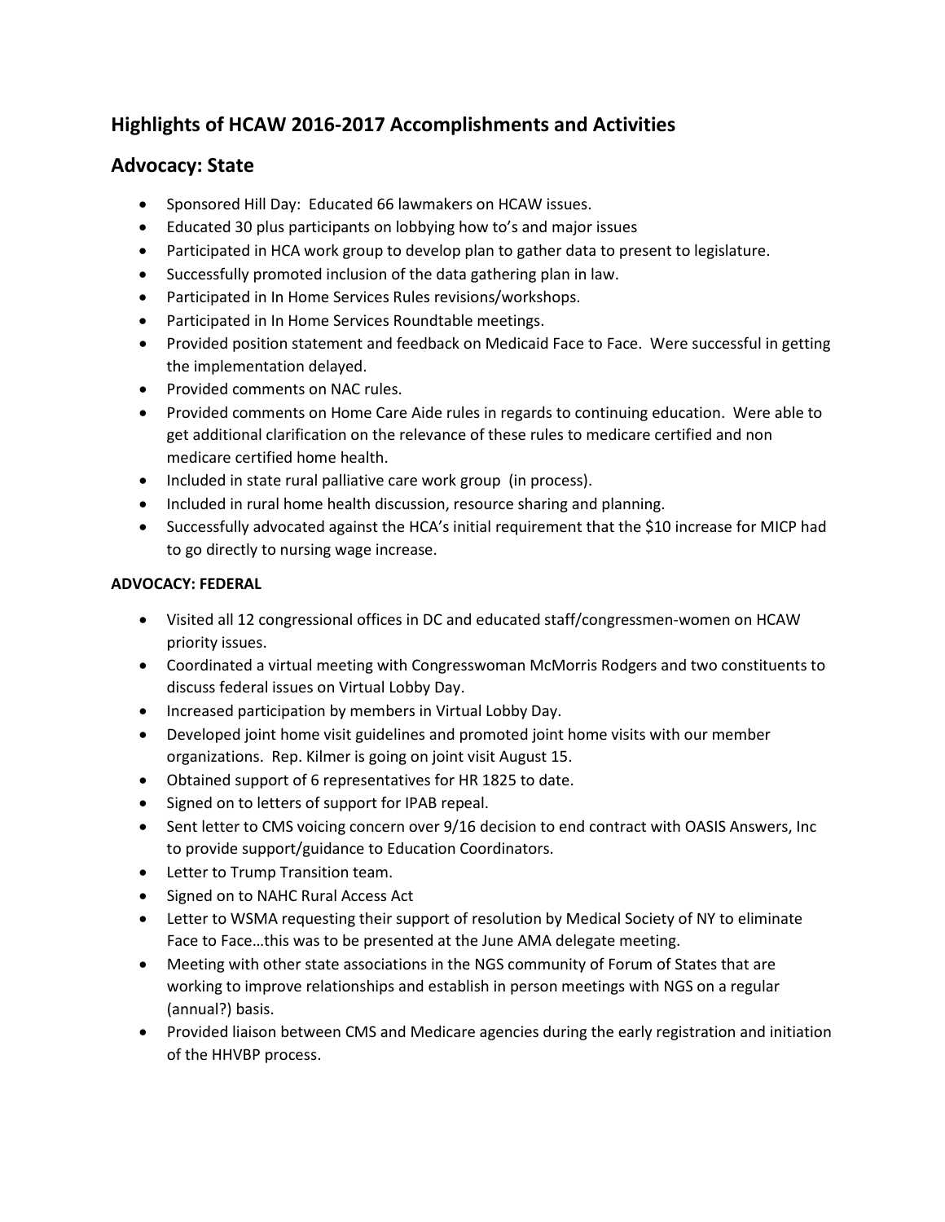## Highlights of HCAW 2016-2017 Accomplishments and Activities

## Advocacy: State

- Sponsored Hill Day: Educated 66 lawmakers on HCAW issues.
- Educated 30 plus participants on lobbying how to's and major issues
- Participated in HCA work group to develop plan to gather data to present to legislature.
- Successfully promoted inclusion of the data gathering plan in law.
- Participated in In Home Services Rules revisions/workshops.
- Participated in In Home Services Roundtable meetings.
- Provided position statement and feedback on Medicaid Face to Face. Were successful in getting the implementation delayed.
- Provided comments on NAC rules.
- Provided comments on Home Care Aide rules in regards to continuing education. Were able to get additional clarification on the relevance of these rules to medicare certified and non medicare certified home health.
- Included in state rural palliative care work group (in process).
- Included in rural home health discussion, resource sharing and planning.
- Successfully advocated against the HCA's initial requirement that the $10 increase for MICP had to go directly to nursing wage increase.

**ADVOCACY: FEDERAL**

- Visited all 12 congressional offices in DC and educated staff/congressmen-women on HCAW priority issues.
- Coordinated a virtual meeting with Congresswoman McMorris Rodgers and two constituents to discuss federal issues on Virtual Lobby Day.
- Increased participation by members in Virtual Lobby Day.
- Developed joint home visit guidelines and promoted joint home visits with our member organizations. Rep. Kilmer is going on joint visit August 15.
- Obtained support of 6 representatives for HR 1825 to date.
- Signed on to letters of support for IPAB repeal.
- Sent letter to CMS voicing concern over 9/16 decision to end contract with OASIS Answers, Inc to provide support/guidance to Education Coordinators.
- Letter to Trump Transition team.
- Signed on to NAHC Rural Access Act
- Letter to WSMA requesting their support of resolution by Medical Society of NY to eliminate Face to Face…this was to be presented at the June AMA delegate meeting.
- Meeting with other state associations in the NGS community of Forum of States that are working to improve relationships and establish in person meetings with NGS on a regular (annual?) basis.
- Provided liaison between CMS and Medicare agencies during the early registration and initiation of the HHVBP process.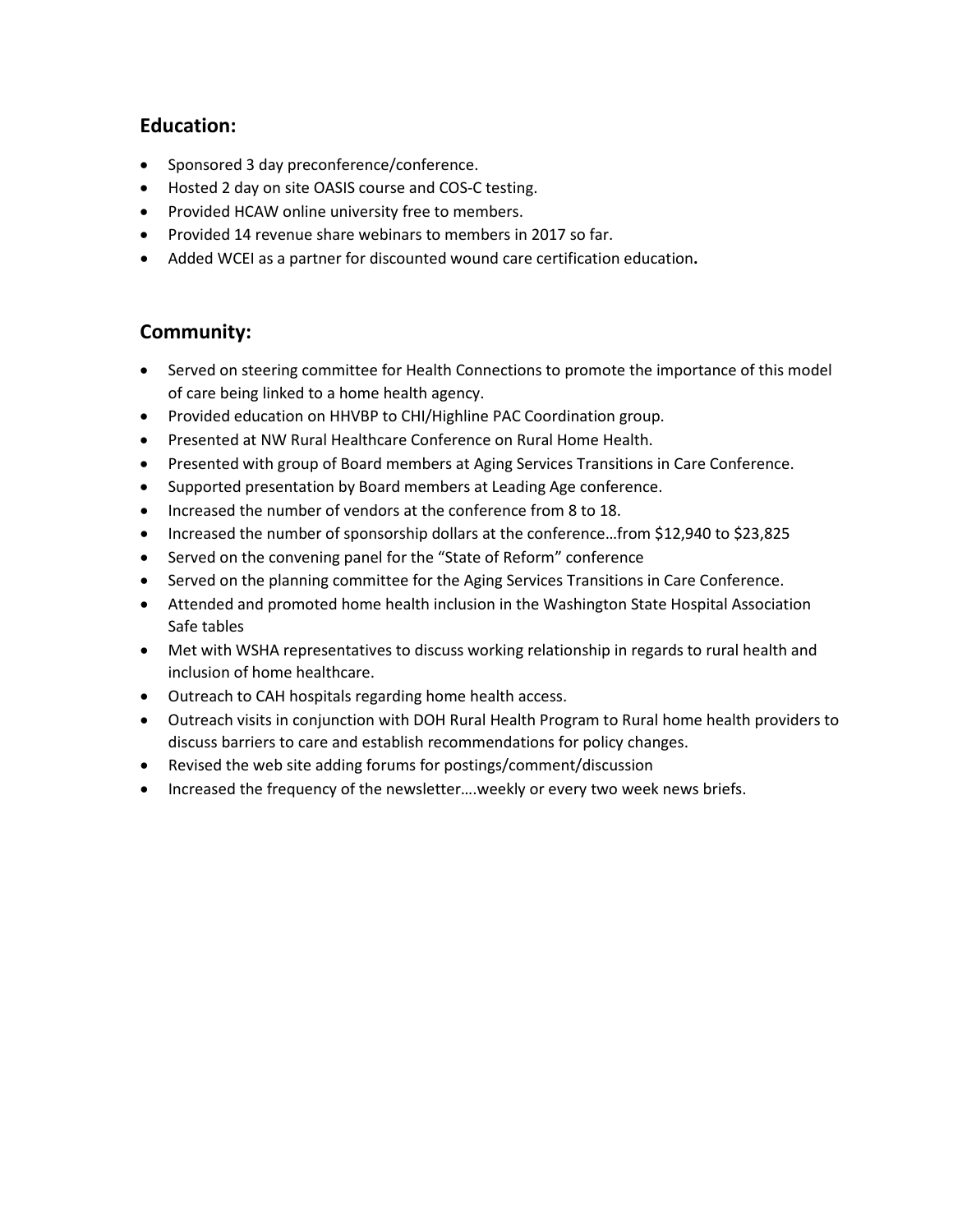## Education:

- Sponsored 3 day preconference/conference.
- Hosted 2 day on site OASIS course and COS-C testing.
- Provided HCAW online university free to members.
- Provided 14 revenue share webinars to members in 2017 so far.
- Added WCEI as a partner for discounted wound care certification education.

## Community:

- Served on steering committee for Health Connections to promote the importance of this model of care being linked to a home health agency.
- Provided education on HHVBP to CHI/Highline PAC Coordination group.
- Presented at NW Rural Healthcare Conference on Rural Home Health.
- Presented with group of Board members at Aging Services Transitions in Care Conference.
- Supported presentation by Board members at Leading Age conference.
- Increased the number of vendors at the conference from 8 to 18.
- Increased the number of sponsorship dollars at the conference…from $12,940 to $23,825
- Served on the convening panel for the "State of Reform" conference
- Served on the planning committee for the Aging Services Transitions in Care Conference.
- Attended and promoted home health inclusion in the Washington State Hospital Association Safe tables
- Met with WSHA representatives to discuss working relationship in regards to rural health and inclusion of home healthcare.
- Outreach to CAH hospitals regarding home health access.
- Outreach visits in conjunction with DOH Rural Health Program to Rural home health providers to discuss barriers to care and establish recommendations for policy changes.
- Revised the web site adding forums for postings/comment/discussion
- Increased the frequency of the newsletter….weekly or every two week news briefs.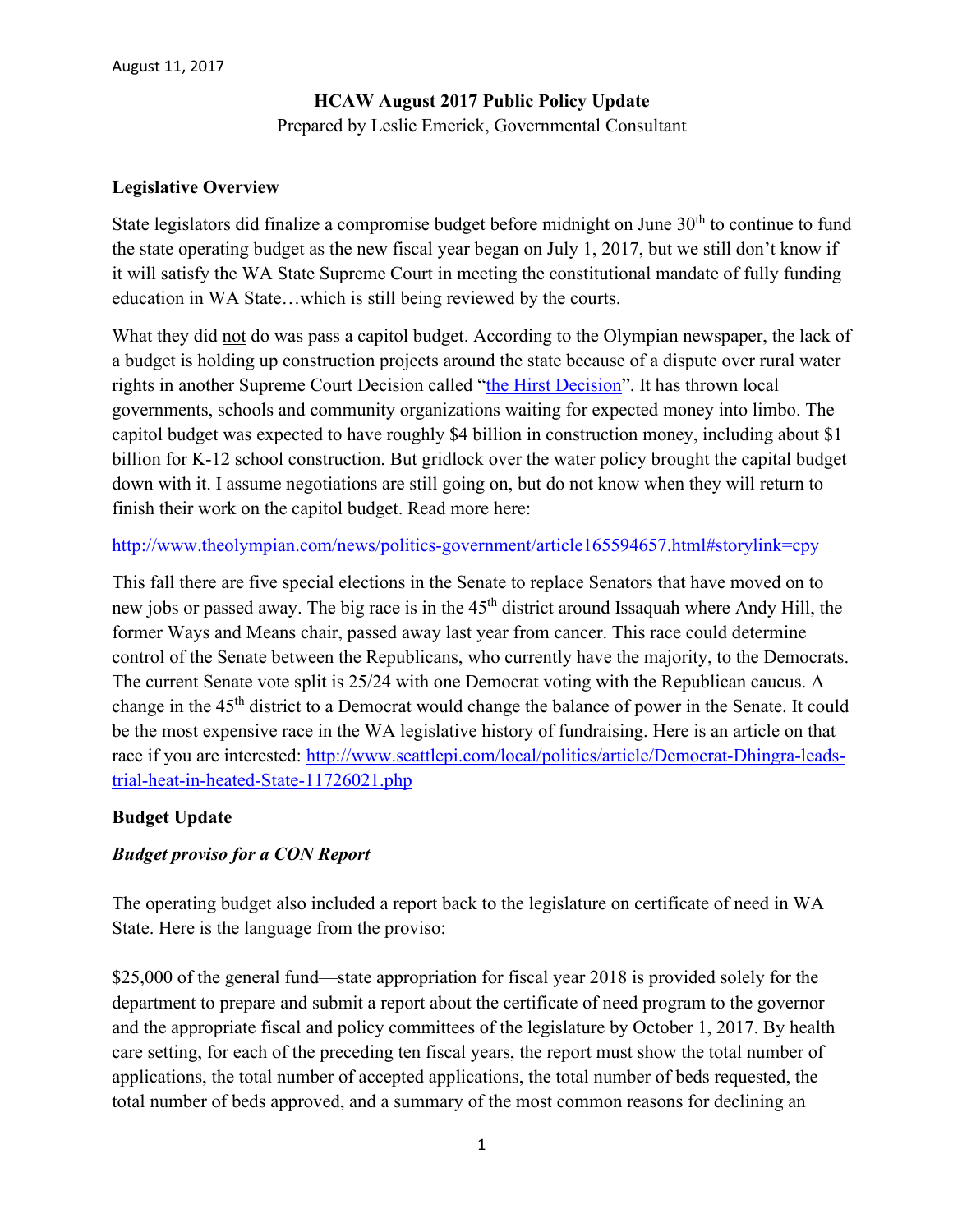August 11, 2017

**HCAW August 2017 Public Policy Update**

Prepared by Leslie Emerick, Governmental Consultant

**Legislative Overview**

State legislators did finalize a compromise budget before midnight on June 30th to continue to fund the state operating budget as the new fiscal year began on July 1, 2017, but we still don't know if it will satisfy the WA State Supreme Court in meeting the constitutional mandate of fully funding education in WA State…which is still being reviewed by the courts.

What they did not do was pass a capitol budget. According to the Olympian newspaper, the lack of a budget is holding up construction projects around the state because of a dispute over rural water rights in another Supreme Court Decision called "the Hirst Decision". It has thrown local governments, schools and community organizations waiting for expected money into limbo. The capitol budget was expected to have roughly $4 billion in construction money, including about $1 billion for K-12 school construction. But gridlock over the water policy brought the capital budget down with it. I assume negotiations are still going on, but do not know when they will return to finish their work on the capitol budget. Read more here:

http://www.theolympian.com/news/politics-government/article165594657.html#storylink=cpy

This fall there are five special elections in the Senate to replace Senators that have moved on to new jobs or passed away. The big race is in the 45th district around Issaquah where Andy Hill, the former Ways and Means chair, passed away last year from cancer. This race could determine control of the Senate between the Republicans, who currently have the majority, to the Democrats. The current Senate vote split is 25/24 with one Democrat voting with the Republican caucus. A change in the 45th district to a Democrat would change the balance of power in the Senate. It could be the most expensive race in the WA legislative history of fundraising. Here is an article on that race if you are interested: http://www.seattlepi.com/local/politics/article/Democrat-Dhingra-leads-trial-heat-in-heated-State-11726021.php

**Budget Update**

***Budget proviso for a CON Report***

The operating budget also included a report back to the legislature on certificate of need in WA State. Here is the language from the proviso:

$25,000 of the general fund—state appropriation for fiscal year 2018 is provided solely for the department to prepare and submit a report about the certificate of need program to the governor and the appropriate fiscal and policy committees of the legislature by October 1, 2017. By health care setting, for each of the preceding ten fiscal years, the report must show the total number of applications, the total number of accepted applications, the total number of beds requested, the total number of beds approved, and a summary of the most common reasons for declining an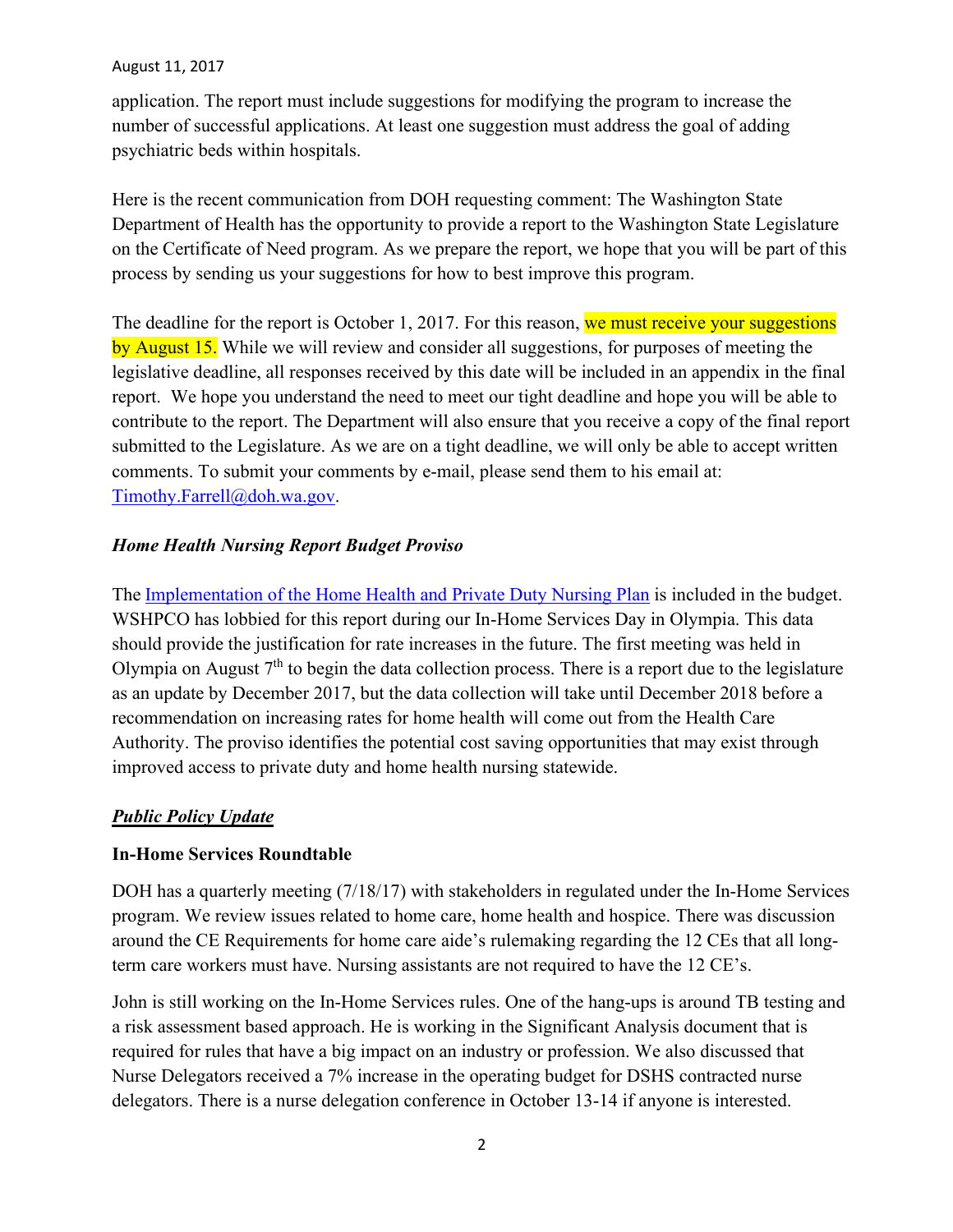application. The report must include suggestions for modifying the program to increase the number of successful applications. At least one suggestion must address the goal of adding psychiatric beds within hospitals.

Here is the recent communication from DOH requesting comment: The Washington State Department of Health has the opportunity to provide a report to the Washington State Legislature on the Certificate of Need program. As we prepare the report, we hope that you will be part of this process by sending us your suggestions for how to best improve this program.

The deadline for the report is October 1, 2017. For this reason, we must receive your suggestions by August 15. While we will review and consider all suggestions, for purposes of meeting the legislative deadline, all responses received by this date will be included in an appendix in the final report. We hope you understand the need to meet our tight deadline and hope you will be able to contribute to the report. The Department will also ensure that you receive a copy of the final report submitted to the Legislature. As we are on a tight deadline, we will only be able to accept written comments. To submit your comments by e-mail, please send them to his email at: Timothy.Farrell@doh.wa.gov.

### *Home Health Nursing Report Budget Proviso*

The Implementation of the Home Health and Private Duty Nursing Plan is included in the budget. WSHPCO has lobbied for this report during our In-Home Services Day in Olympia. This data should provide the justification for rate increases in the future. The first meeting was held in Olympia on August 7th to begin the data collection process. There is a report due to the legislature as an update by December 2017, but the data collection will take until December 2018 before a recommendation on increasing rates for home health will come out from the Health Care Authority. The proviso identifies the potential cost saving opportunities that may exist through improved access to private duty and home health nursing statewide.

## ***Public Policy Update***

### **In-Home Services Roundtable**

DOH has a quarterly meeting (7/18/17) with stakeholders in regulated under the In-Home Services program. We review issues related to home care, home health and hospice. There was discussion around the CE Requirements for home care aide's rulemaking regarding the 12 CEs that all long-term care workers must have. Nursing assistants are not required to have the 12 CE's.

John is still working on the In-Home Services rules. One of the hang-ups is around TB testing and a risk assessment based approach. He is working in the Significant Analysis document that is required for rules that have a big impact on an industry or profession. We also discussed that Nurse Delegators received a 7% increase in the operating budget for DSHS contracted nurse delegators. There is a nurse delegation conference in October 13-14 if anyone is interested.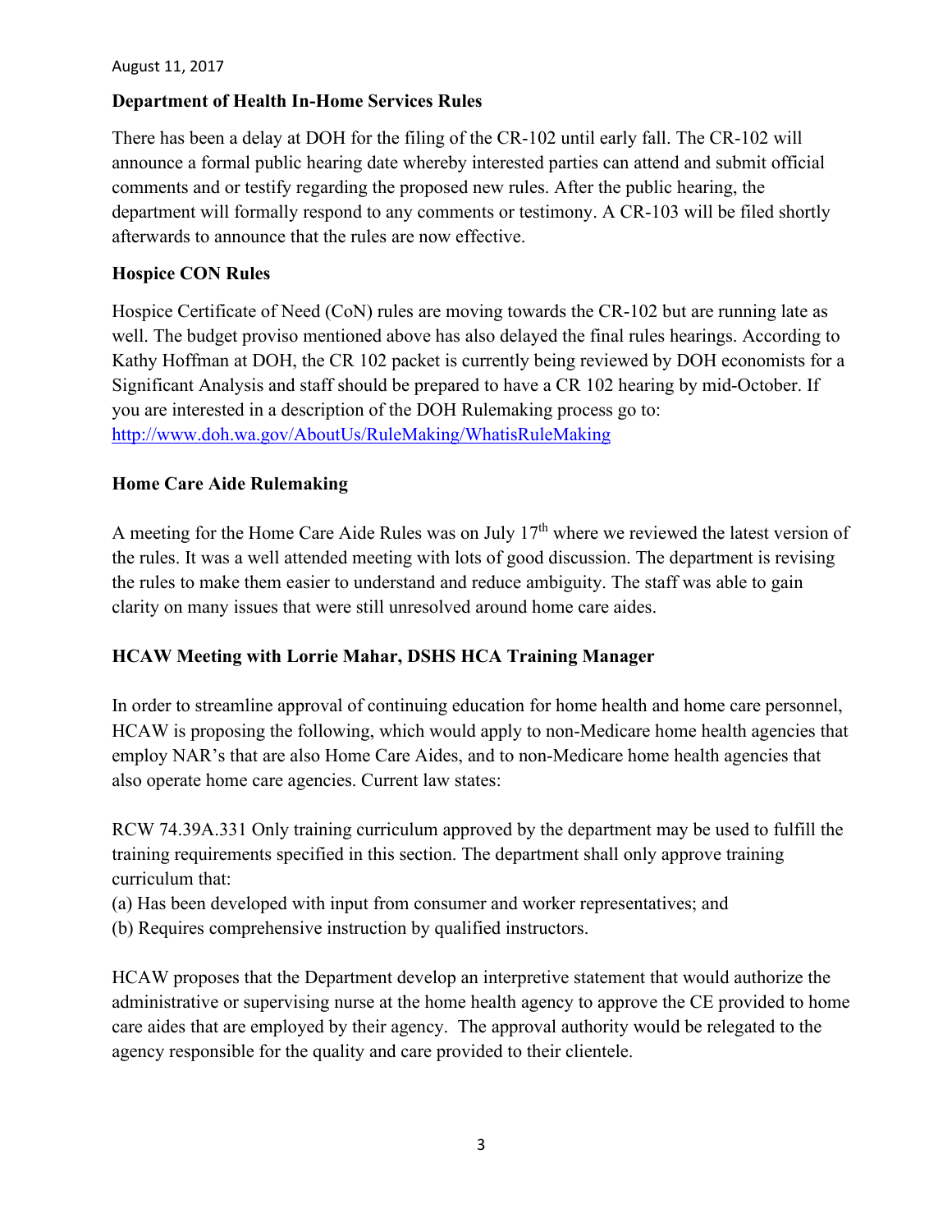August 11, 2017

**Department of Health In-Home Services Rules**

There has been a delay at DOH for the filing of the CR-102 until early fall. The CR-102 will announce a formal public hearing date whereby interested parties can attend and submit official comments and or testify regarding the proposed new rules. After the public hearing, the department will formally respond to any comments or testimony. A CR-103 will be filed shortly afterwards to announce that the rules are now effective.

**Hospice CON Rules**

Hospice Certificate of Need (CoN) rules are moving towards the CR-102 but are running late as well. The budget proviso mentioned above has also delayed the final rules hearings. According to Kathy Hoffman at DOH, the CR 102 packet is currently being reviewed by DOH economists for a Significant Analysis and staff should be prepared to have a CR 102 hearing by mid-October. If you are interested in a description of the DOH Rulemaking process go to: [http://www.doh.wa.gov/AboutUs/RuleMaking/WhatisRuleMaking](http://www.doh.wa.gov/AboutUs/RuleMaking/WhatisRuleMaking)

**Home Care Aide Rulemaking**

A meeting for the Home Care Aide Rules was on July 17th where we reviewed the latest version of the rules. It was a well attended meeting with lots of good discussion. The department is revising the rules to make them easier to understand and reduce ambiguity. The staff was able to gain clarity on many issues that were still unresolved around home care aides.

**HCAW Meeting with Lorrie Mahar, DSHS HCA Training Manager**

In order to streamline approval of continuing education for home health and home care personnel, HCAW is proposing the following, which would apply to non-Medicare home health agencies that employ NAR's that are also Home Care Aides, and to non-Medicare home health agencies that also operate home care agencies. Current law states:

RCW 74.39A.331 Only training curriculum approved by the department may be used to fulfill the training requirements specified in this section. The department shall only approve training curriculum that:
(a) Has been developed with input from consumer and worker representatives; and
(b) Requires comprehensive instruction by qualified instructors.

HCAW proposes that the Department develop an interpretive statement that would authorize the administrative or supervising nurse at the home health agency to approve the CE provided to home care aides that are employed by their agency. The approval authority would be relegated to the agency responsible for the quality and care provided to their clientele.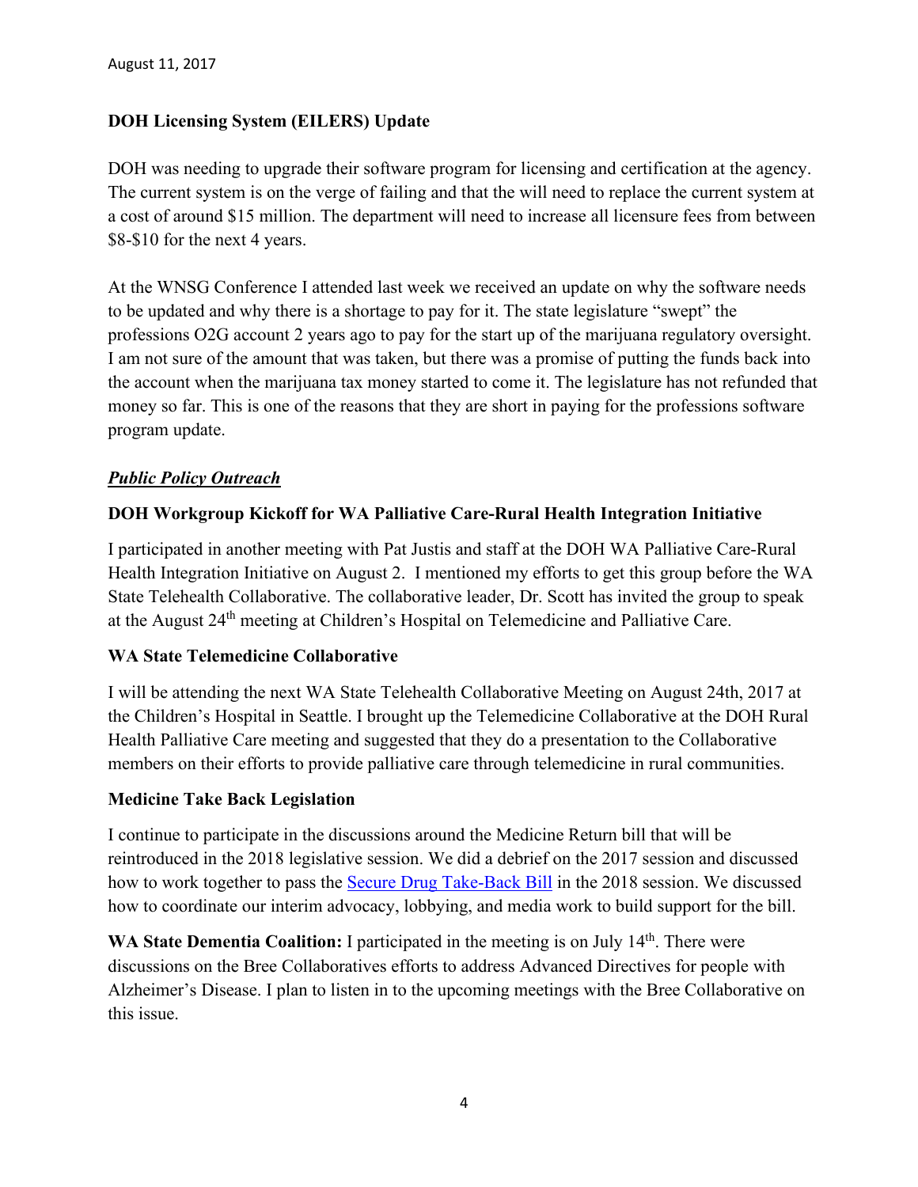August 11, 2017

**DOH Licensing System (EILERS) Update**

DOH was needing to upgrade their software program for licensing and certification at the agency. The current system is on the verge of failing and that the will need to replace the current system at a cost of around $15 million. The department will need to increase all licensure fees from between $8-$10 for the next 4 years.

At the WNSG Conference I attended last week we received an update on why the software needs to be updated and why there is a shortage to pay for it. The state legislature "swept" the professions O2G account 2 years ago to pay for the start up of the marijuana regulatory oversight. I am not sure of the amount that was taken, but there was a promise of putting the funds back into the account when the marijuana tax money started to come it. The legislature has not refunded that money so far. This is one of the reasons that they are short in paying for the professions software program update.

***Public Policy Outreach***

**DOH Workgroup Kickoff for WA Palliative Care-Rural Health Integration Initiative**

I participated in another meeting with Pat Justis and staff at the DOH WA Palliative Care-Rural Health Integration Initiative on August 2. I mentioned my efforts to get this group before the WA State Telehealth Collaborative. The collaborative leader, Dr. Scott has invited the group to speak at the August 24th meeting at Children's Hospital on Telemedicine and Palliative Care.

**WA State Telemedicine Collaborative**

I will be attending the next WA State Telehealth Collaborative Meeting on August 24th, 2017 at the Children's Hospital in Seattle. I brought up the Telemedicine Collaborative at the DOH Rural Health Palliative Care meeting and suggested that they do a presentation to the Collaborative members on their efforts to provide palliative care through telemedicine in rural communities.

**Medicine Take Back Legislation**

I continue to participate in the discussions around the Medicine Return bill that will be reintroduced in the 2018 legislative session. We did a debrief on the 2017 session and discussed how to work together to pass the Secure Drug Take-Back Bill in the 2018 session. We discussed how to coordinate our interim advocacy, lobbying, and media work to build support for the bill.

**WA State Dementia Coalition:** I participated in the meeting is on July 14th. There were discussions on the Bree Collaboratives efforts to address Advanced Directives for people with Alzheimer's Disease. I plan to listen in to the upcoming meetings with the Bree Collaborative on this issue.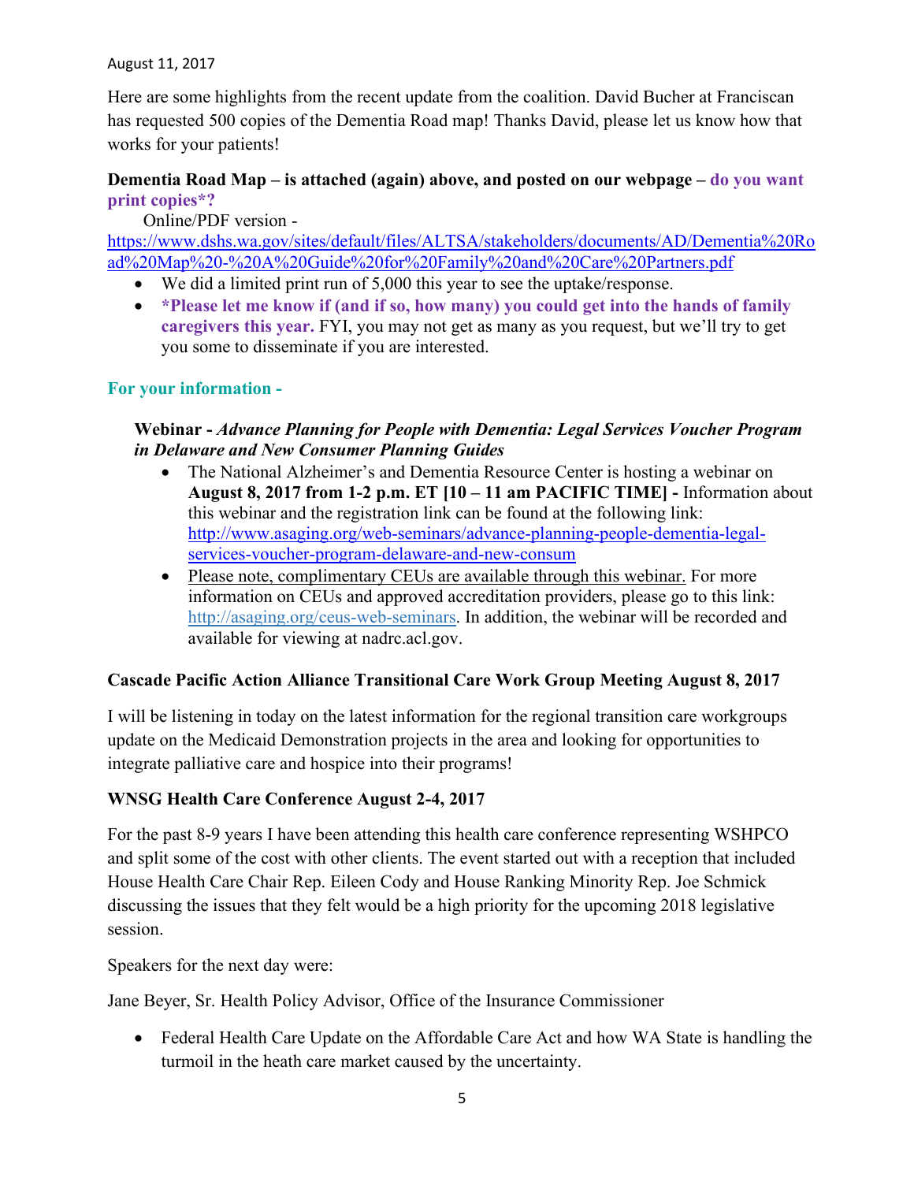August 11, 2017

Here are some highlights from the recent update from the coalition. David Bucher at Franciscan has requested 500 copies of the Dementia Road map! Thanks David, please let us know how that works for your patients!

**Dementia Road Map – is attached (again) above, and posted on our webpage – do you want print copies*?**

Online/PDF version - https://www.dshs.wa.gov/sites/default/files/ALTSA/stakeholders/documents/AD/Dementia%20Road%20Map%20-%20A%20Guide%20for%20Family%20and%20Care%20Partners.pdf

- We did a limited print run of 5,000 this year to see the uptake/response.
- ***Please let me know if (and if so, how many) you could get into the hands of family caregivers this year.** FYI, you may not get as many as you request, but we'll try to get you some to disseminate if you are interested.

**For your information -**

**Webinar -** ***Advance Planning for People with Dementia: Legal Services Voucher Program in Delaware and New Consumer Planning Guides***

- The National Alzheimer's and Dementia Resource Center is hosting a webinar on **August 8, 2017 from 1-2 p.m. ET [10 – 11 am PACIFIC TIME] -** Information about this webinar and the registration link can be found at the following link: http://www.asaging.org/web-seminars/advance-planning-people-dementia-legal-services-voucher-program-delaware-and-new-consum
- Please note, complimentary CEUs are available through this webinar. For more information on CEUs and approved accreditation providers, please go to this link: http://asaging.org/ceus-web-seminars. In addition, the webinar will be recorded and available for viewing at nadrc.acl.gov.

**Cascade Pacific Action Alliance Transitional Care Work Group Meeting August 8, 2017**

I will be listening in today on the latest information for the regional transition care workgroups update on the Medicaid Demonstration projects in the area and looking for opportunities to integrate palliative care and hospice into their programs!

**WNSG Health Care Conference August 2-4, 2017**

For the past 8-9 years I have been attending this health care conference representing WSHPCO and split some of the cost with other clients. The event started out with a reception that included House Health Care Chair Rep. Eileen Cody and House Ranking Minority Rep. Joe Schmick discussing the issues that they felt would be a high priority for the upcoming 2018 legislative session.

Speakers for the next day were:

Jane Beyer, Sr. Health Policy Advisor, Office of the Insurance Commissioner

- Federal Health Care Update on the Affordable Care Act and how WA State is handling the turmoil in the heath care market caused by the uncertainty.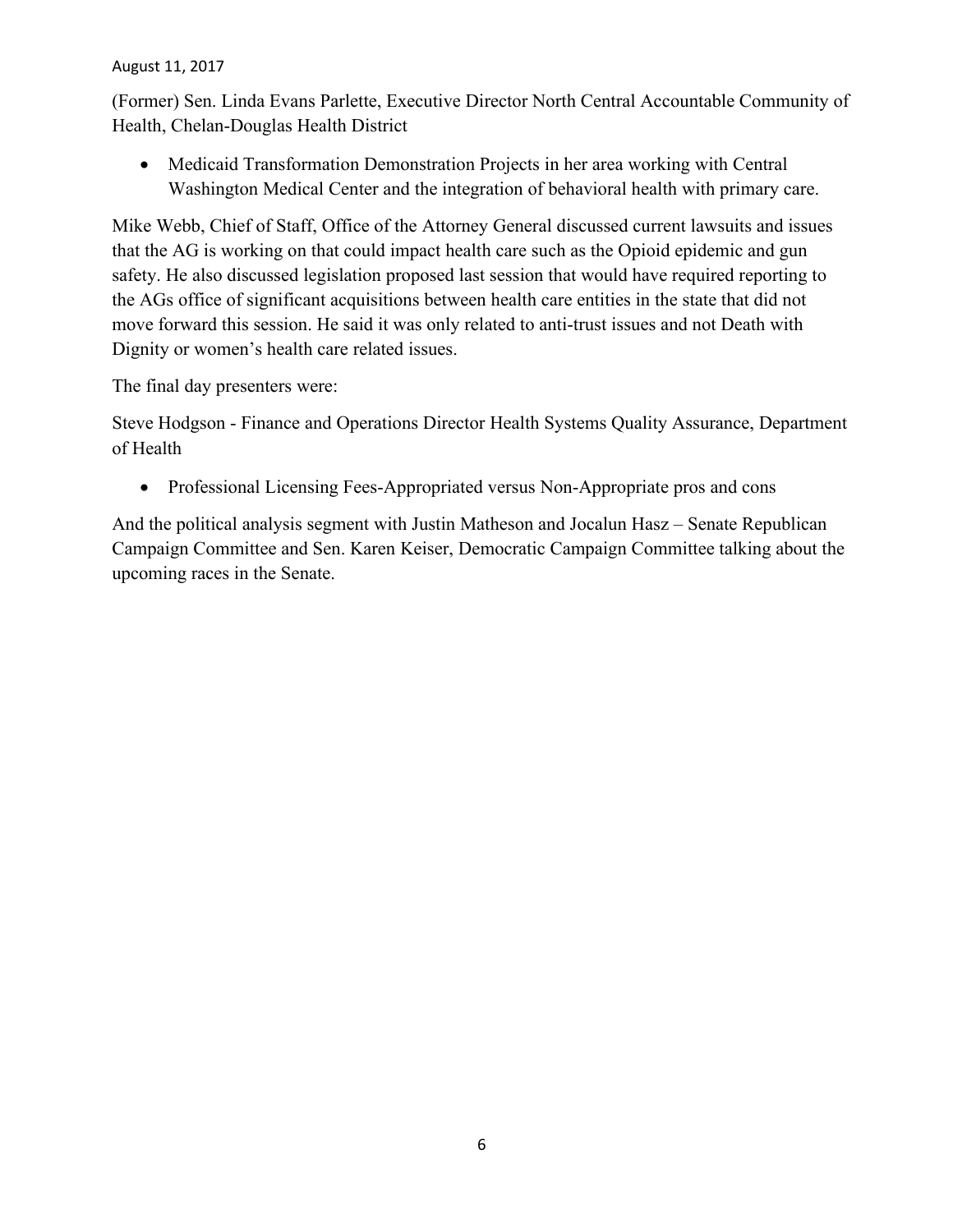(Former) Sen. Linda Evans Parlette, Executive Director North Central Accountable Community of Health, Chelan-Douglas Health District

- Medicaid Transformation Demonstration Projects in her area working with Central Washington Medical Center and the integration of behavioral health with primary care.

Mike Webb, Chief of Staff, Office of the Attorney General discussed current lawsuits and issues that the AG is working on that could impact health care such as the Opioid epidemic and gun safety. He also discussed legislation proposed last session that would have required reporting to the AGs office of significant acquisitions between health care entities in the state that did not move forward this session. He said it was only related to anti-trust issues and not Death with Dignity or women's health care related issues.

The final day presenters were:

Steve Hodgson - Finance and Operations Director Health Systems Quality Assurance, Department of Health

- Professional Licensing Fees-Appropriated versus Non-Appropriate pros and cons

And the political analysis segment with Justin Matheson and Jocalun Hasz – Senate Republican Campaign Committee and Sen. Karen Keiser, Democratic Campaign Committee talking about the upcoming races in the Senate.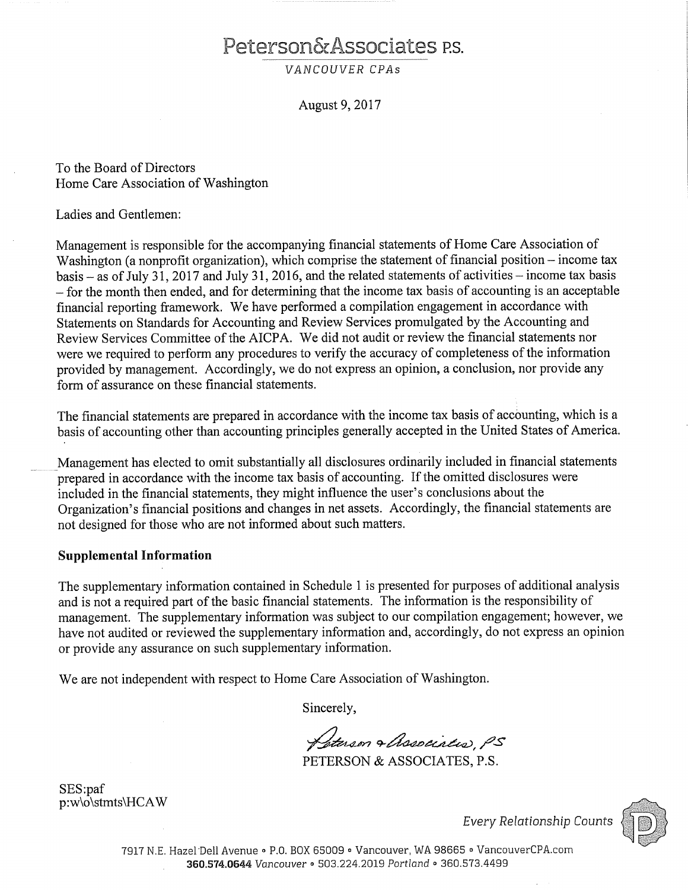# Peterson&Associates P.S.

*VANCOUVER CPAs*

August 9, 2017

To the Board of Directors
Home Care Association of Washington

Ladies and Gentlemen:

Management is responsible for the accompanying financial statements of Home Care Association of Washington (a nonprofit organization), which comprise the statement of financial position – income tax basis – as of July 31, 2017 and July 31, 2016, and the related statements of activities – income tax basis – for the month then ended, and for determining that the income tax basis of accounting is an acceptable financial reporting framework. We have performed a compilation engagement in accordance with Statements on Standards for Accounting and Review Services promulgated by the Accounting and Review Services Committee of the AICPA. We did not audit or review the financial statements nor were we required to perform any procedures to verify the accuracy of completeness of the information provided by management. Accordingly, we do not express an opinion, a conclusion, nor provide any form of assurance on these financial statements.

The financial statements are prepared in accordance with the income tax basis of accounting, which is a basis of accounting other than accounting principles generally accepted in the United States of America.

Management has elected to omit substantially all disclosures ordinarily included in financial statements prepared in accordance with the income tax basis of accounting. If the omitted disclosures were included in the financial statements, they might influence the user's conclusions about the Organization's financial positions and changes in net assets. Accordingly, the financial statements are not designed for those who are not informed about such matters.

**Supplemental Information**

The supplementary information contained in Schedule 1 is presented for purposes of additional analysis and is not a required part of the basic financial statements. The information is the responsibility of management. The supplementary information was subject to our compilation engagement; however, we have not audited or reviewed the supplementary information and, accordingly, do not express an opinion or provide any assurance on such supplementary information.

We are not independent with respect to Home Care Association of Washington.

Sincerely,

Peterson & Associates, PS

PETERSON & ASSOCIATES, P.S.

SES:paf
p:w\o\stmts\HCAW

*Every Relationship Counts*

7917 N.E. Hazel Dell Avenue ◦ P.O. BOX 65009 ◦ Vancouver, WA 98665 ◦ VancouverCPA.com
**360.574.0644** *Vancouver* ◦ 503.224.2019 *Portland* ◦ 360.573.4499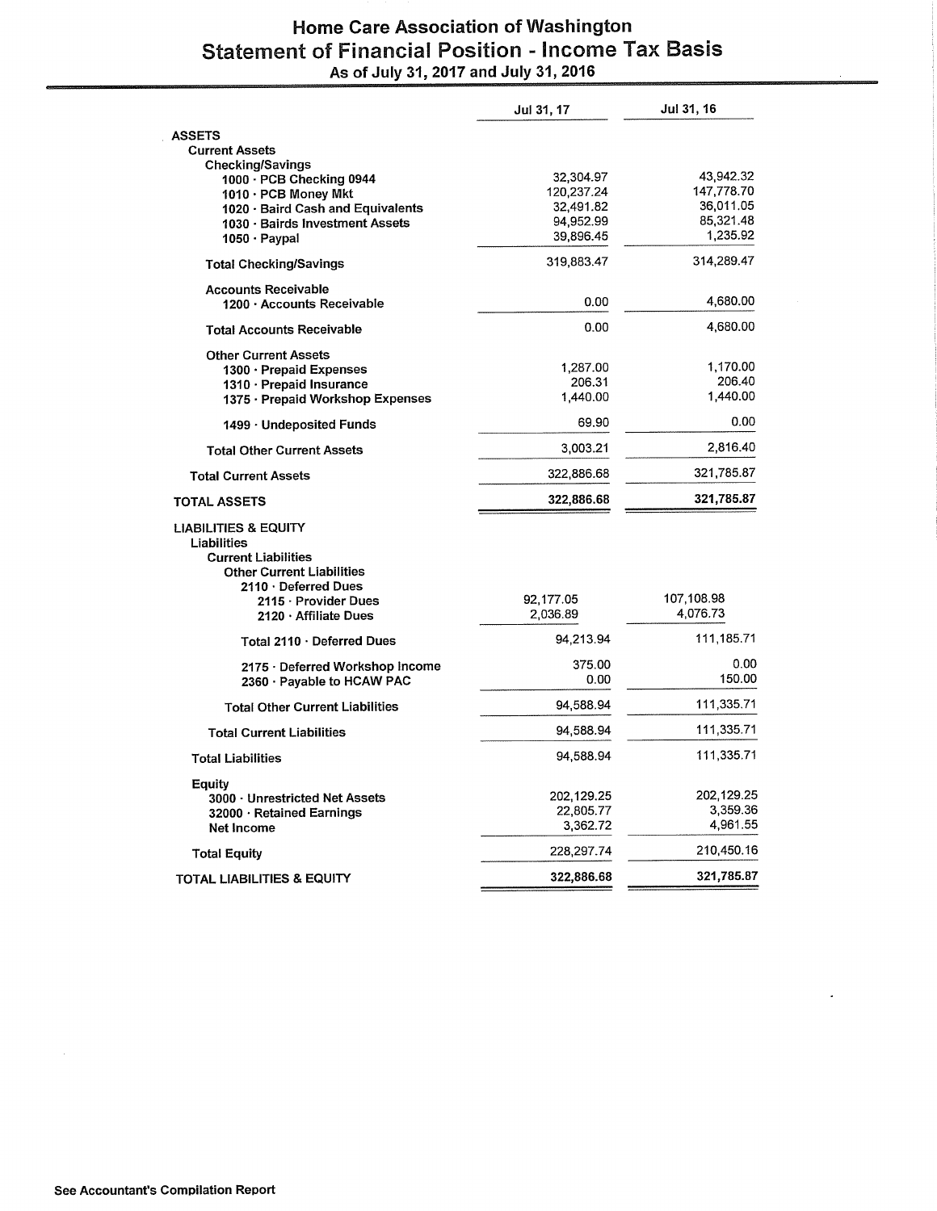# Home Care Association of Washington
## Statement of Financial Position - Income Tax Basis
### As of July 31, 2017 and July 31, 2016

| | Jul 31, 17 | Jul 31, 16 |
|---|---|---|
| **ASSETS** | | |
| Current Assets | | |
| Checking/Savings | | |
| 1000 · PCB Checking 0944 | 32,304.97 | 43,942.32 |
| 1010 · PCB Money Mkt | 120,237.24 | 147,778.70 |
| 1020 · Baird Cash and Equivalents | 32,491.82 | 36,011.05 |
| 1030 · Bairds Investment Assets | 94,952.99 | 85,321.48 |
| 1050 · Paypal | 39,896.45 | 1,235.92 |
| Total Checking/Savings | 319,883.47 | 314,289.47 |
| Accounts Receivable | | |
| 1200 · Accounts Receivable | 0.00 | 4,680.00 |
| Total Accounts Receivable | 0.00 | 4,680.00 |
| Other Current Assets | | |
| 1300 · Prepaid Expenses | 1,287.00 | 1,170.00 |
| 1310 · Prepaid Insurance | 206.31 | 206.40 |
| 1375 · Prepaid Workshop Expenses | 1,440.00 | 1,440.00 |
| 1499 · Undeposited Funds | 69.90 | 0.00 |
| Total Other Current Assets | 3,003.21 | 2,816.40 |
| Total Current Assets | 322,886.68 | 321,785.87 |
| **TOTAL ASSETS** | **322,886.68** | **321,785.87** |
| **LIABILITIES & EQUITY** | | |
| Liabilities | | |
| Current Liabilities | | |
| Other Current Liabilities | | |
| 2110 · Deferred Dues | | |
| 2115 · Provider Dues | 92,177.05 | 107,108.98 |
| 2120 · Affiliate Dues | 2,036.89 | 4,076.73 |
| Total 2110 · Deferred Dues | 94,213.94 | 111,185.71 |
| 2175 · Deferred Workshop Income | 375.00 | 0.00 |
| 2360 · Payable to HCAW PAC | 0.00 | 150.00 |
| Total Other Current Liabilities | 94,588.94 | 111,335.71 |
| Total Current Liabilities | 94,588.94 | 111,335.71 |
| Total Liabilities | 94,588.94 | 111,335.71 |
| Equity | | |
| 3000 · Unrestricted Net Assets | 202,129.25 | 202,129.25 |
| 32000 · Retained Earnings | 22,805.77 | 3,359.36 |
| Net Income | 3,362.72 | 4,961.55 |
| Total Equity | 228,297.74 | 210,450.16 |
| **TOTAL LIABILITIES & EQUITY** | **322,886.68** | **321,785.87** |

See Accountant's Compilation Report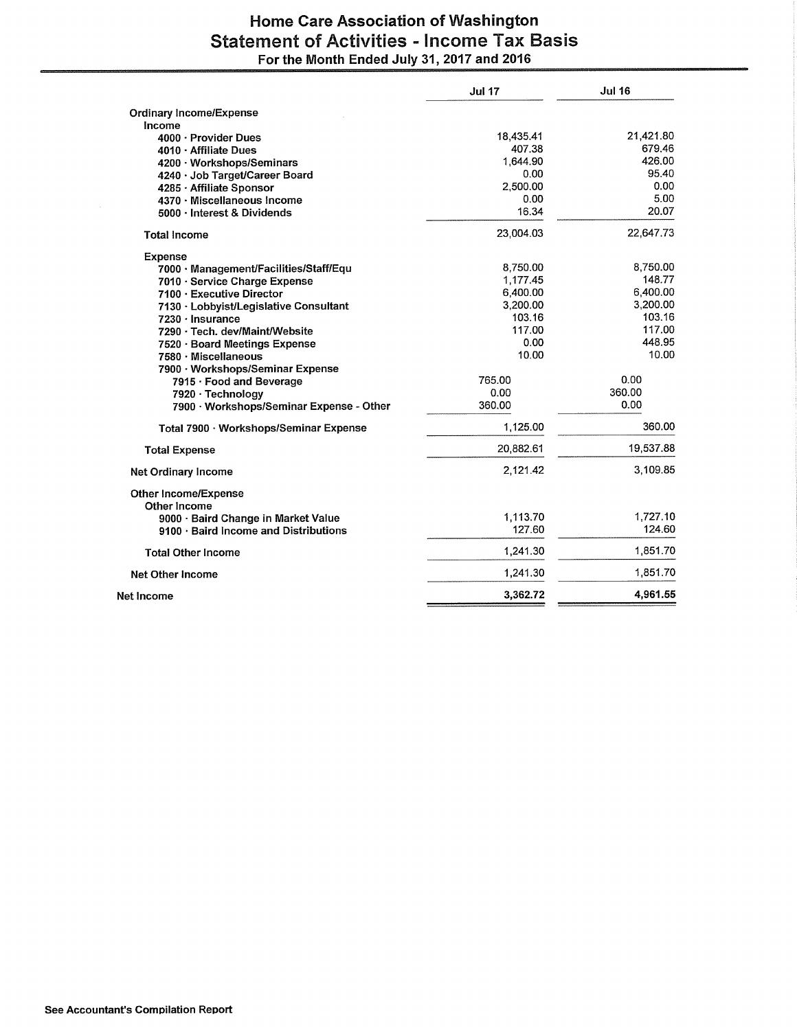# Home Care Association of Washington
## Statement of Activities - Income Tax Basis
### For the Month Ended July 31, 2017 and 2016

| | Jul 17 | Jul 16 |
|---|---|---|
| **Ordinary Income/Expense** | | |
| **Income** | | |
| 4000 · Provider Dues | 18,435.41 | 21,421.80 |
| 4010 · Affiliate Dues | 407.38 | 679.46 |
| 4200 · Workshops/Seminars | 1,644.90 | 426.00 |
| 4240 · Job Target/Career Board | 0.00 | 95.40 |
| 4285 · Affiliate Sponsor | 2,500.00 | 0.00 |
| 4370 · Miscellaneous Income | 0.00 | 5.00 |
| 5000 · Interest & Dividends | 16.34 | 20.07 |
| **Total Income** | 23,004.03 | 22,647.73 |
| **Expense** | | |
| 7000 · Management/Facilities/Staff/Equ | 8,750.00 | 8,750.00 |
| 7010 · Service Charge Expense | 1,177.45 | 148.77 |
| 7100 · Executive Director | 6,400.00 | 6,400.00 |
| 7130 · Lobbyist/Legislative Consultant | 3,200.00 | 3,200.00 |
| 7230 · Insurance | 103.16 | 103.16 |
| 7290 · Tech. dev/Maint/Website | 117.00 | 117.00 |
| 7520 · Board Meetings Expense | 0.00 | 448.95 |
| 7580 · Miscellaneous | 10.00 | 10.00 |
| 7900 · Workshops/Seminar Expense | | |
| 7915 · Food and Beverage | 765.00 | 0.00 |
| 7920 · Technology | 0.00 | 360.00 |
| 7900 · Workshops/Seminar Expense - Other | 360.00 | 0.00 |
| **Total 7900 · Workshops/Seminar Expense** | 1,125.00 | 360.00 |
| **Total Expense** | 20,882.61 | 19,537.88 |
| **Net Ordinary Income** | 2,121.42 | 3,109.85 |
| **Other Income/Expense** | | |
| **Other Income** | | |
| 9000 · Baird Change in Market Value | 1,113.70 | 1,727.10 |
| 9100 · Baird Income and Distributions | 127.60 | 124.60 |
| **Total Other Income** | 1,241.30 | 1,851.70 |
| **Net Other Income** | 1,241.30 | 1,851.70 |
| **Net Income** | **3,362.72** | **4,961.55** |

See Accountant's Compilation Report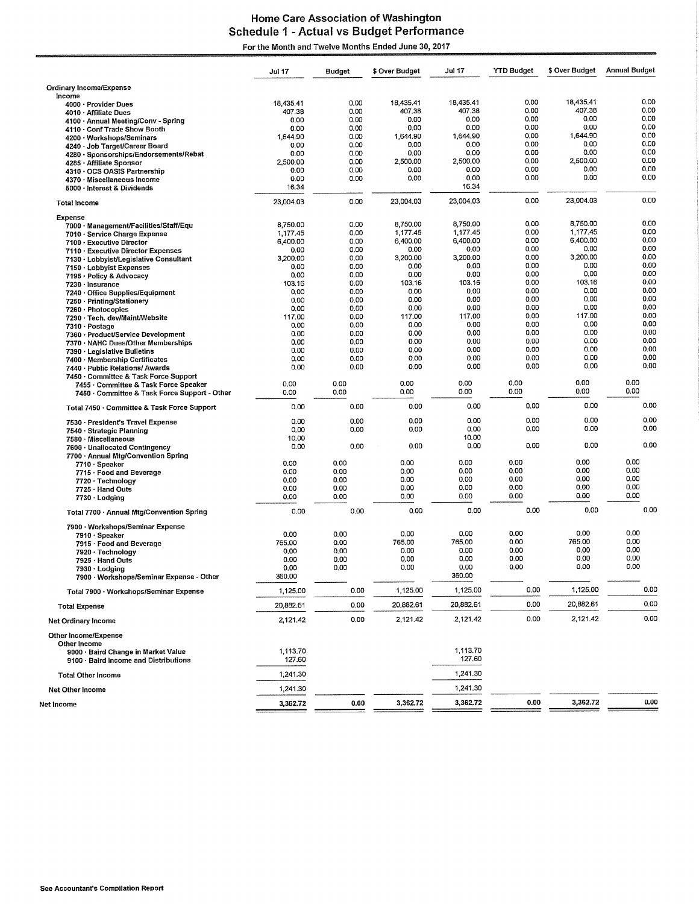# Home Care Association of Washington

## Schedule 1 - Actual vs Budget Performance

For the Month and Twelve Months Ended June 30, 2017

| | Jul 17 | Budget | $ Over Budget | Jul 17 | YTD Budget | $ Over Budget | Annual Budget |
|---|---|---|---|---|---|---|---|
| **Ordinary Income/Expense** | | | | | | | |
| **Income** | | | | | | | |
| 4000 · Provider Dues | 18,435.41 | 0.00 | 18,435.41 | 18,435.41 | 0.00 | 18,435.41 | 0.00 |
| 4010 · Affiliate Dues | 407.38 | 0.00 | 407.38 | 407.38 | 0.00 | 407.38 | 0.00 |
| 4100 · Annual Meeting/Conv - Spring | 0.00 | 0.00 | 0.00 | 0.00 | 0.00 | 0.00 | 0.00 |
| 4110 · Conf Trade Show Booth | 0.00 | 0.00 | 0.00 | 0.00 | 0.00 | 0.00 | 0.00 |
| 4200 · Workshops/Seminars | 1,644.90 | 0.00 | 1,644.90 | 1,644.90 | 0.00 | 1,644.90 | 0.00 |
| 4240 · Job Target/Career Board | 0.00 | 0.00 | 0.00 | 0.00 | 0.00 | 0.00 | 0.00 |
| 4280 · Sponsorships/Endorsements/Rebat | 0.00 | 0.00 | 0.00 | 0.00 | 0.00 | 0.00 | 0.00 |
| 4285 · Affiliate Sponsor | 2,500.00 | 0.00 | 2,500.00 | 2,500.00 | 0.00 | 2,500.00 | 0.00 |
| 4310 · OCS OASIS Partnership | 0.00 | 0.00 | 0.00 | 0.00 | 0.00 | 0.00 | 0.00 |
| 4370 · Miscellaneous Income | 0.00 | 0.00 | 0.00 | 0.00 | 0.00 | 0.00 | 0.00 |
| 5000 · Interest & Dividends | 16.34 | | | 16.34 | | | |
| **Total Income** | 23,004.03 | 0.00 | 23,004.03 | 23,004.03 | 0.00 | 23,004.03 | 0.00 |
| **Expense** | | | | | | | |
| 7000 · Management/Facilities/Staff/Equ | 8,750.00 | 0.00 | 8,750.00 | 8,750.00 | 0.00 | 8,750.00 | 0.00 |
| 7010 · Service Charge Expense | 1,177.45 | 0.00 | 1,177.45 | 1,177.45 | 0.00 | 1,177.45 | 0.00 |
| 7100 · Executive Director | 6,400.00 | 0.00 | 6,400.00 | 6,400.00 | 0.00 | 6,400.00 | 0.00 |
| 7110 · Executive Director Expenses | 0.00 | 0.00 | 0.00 | 0.00 | 0.00 | 0.00 | 0.00 |
| 7130 · Lobbyist/Legislative Consultant | 3,200.00 | 0.00 | 3,200.00 | 3,200.00 | 0.00 | 3,200.00 | 0.00 |
| 7150 · Lobbyist Expenses | 0.00 | 0.00 | 0.00 | 0.00 | 0.00 | 0.00 | 0.00 |
| 7195 · Policy & Advocacy | 0.00 | 0.00 | 0.00 | 0.00 | 0.00 | 0.00 | 0.00 |
| 7230 · Insurance | 103.16 | 0.00 | 103.16 | 103.16 | 0.00 | 103.16 | 0.00 |
| 7240 · Office Supplies/Equipment | 0.00 | 0.00 | 0.00 | 0.00 | 0.00 | 0.00 | 0.00 |
| 7250 · Printing/Stationery | 0.00 | 0.00 | 0.00 | 0.00 | 0.00 | 0.00 | 0.00 |
| 7260 · Photocopies | 0.00 | 0.00 | 0.00 | 0.00 | 0.00 | 0.00 | 0.00 |
| 7290 · Tech. dev/Maint/Website | 117.00 | 0.00 | 117.00 | 117.00 | 0.00 | 117.00 | 0.00 |
| 7310 · Postage | 0.00 | 0.00 | 0.00 | 0.00 | 0.00 | 0.00 | 0.00 |
| 7360 · Product/Service Development | 0.00 | 0.00 | 0.00 | 0.00 | 0.00 | 0.00 | 0.00 |
| 7370 · NAHC Dues/Other Memberships | 0.00 | 0.00 | 0.00 | 0.00 | 0.00 | 0.00 | 0.00 |
| 7390 · Legislative Bulletins | 0.00 | 0.00 | 0.00 | 0.00 | 0.00 | 0.00 | 0.00 |
| 7400 · Membership Certificates | 0.00 | 0.00 | 0.00 | 0.00 | 0.00 | 0.00 | 0.00 |
| 7440 · Public Relations/ Awards | 0.00 | 0.00 | 0.00 | 0.00 | 0.00 | 0.00 | 0.00 |
| 7450 · Committee & Task Force Support | | | | | | | |
| 7455 · Committee & Task Force Speaker | 0.00 | 0.00 | 0.00 | 0.00 | 0.00 | 0.00 | 0.00 |
| 7450 · Committee & Task Force Support - Other | 0.00 | 0.00 | 0.00 | 0.00 | 0.00 | 0.00 | 0.00 |
| Total 7450 · Committee & Task Force Support | 0.00 | 0.00 | 0.00 | 0.00 | 0.00 | 0.00 | 0.00 |
| 7530 · President's Travel Expense | 0.00 | 0.00 | 0.00 | 0.00 | 0.00 | 0.00 | 0.00 |
| 7540 · Strategic Planning | 0.00 | 0.00 | 0.00 | 0.00 | 0.00 | 0.00 | 0.00 |
| 7580 · Miscellaneous | 10.00 | | | 10.00 | | | |
| 7600 · Unallocated Contingency | 0.00 | 0.00 | 0.00 | 0.00 | 0.00 | 0.00 | 0.00 |
| 7700 · Annual Mtg/Convention Spring | | | | | | | |
| 7710 · Speaker | 0.00 | 0.00 | 0.00 | 0.00 | 0.00 | 0.00 | 0.00 |
| 7715 · Food and Beverage | 0.00 | 0.00 | 0.00 | 0.00 | 0.00 | 0.00 | 0.00 |
| 7720 · Technology | 0.00 | 0.00 | 0.00 | 0.00 | 0.00 | 0.00 | 0.00 |
| 7725 · Hand Outs | 0.00 | 0.00 | 0.00 | 0.00 | 0.00 | 0.00 | 0.00 |
| 7730 · Lodging | 0.00 | 0.00 | 0.00 | 0.00 | 0.00 | 0.00 | 0.00 |
| Total 7700 · Annual Mtg/Convention Spring | 0.00 | 0.00 | 0.00 | 0.00 | 0.00 | 0.00 | 0.00 |
| 7900 · Workshops/Seminar Expense | | | | | | | |
| 7910 · Speaker | 0.00 | 0.00 | 0.00 | 0.00 | 0.00 | 0.00 | 0.00 |
| 7915 · Food and Beverage | 765.00 | 0.00 | 765.00 | 765.00 | 0.00 | 765.00 | 0.00 |
| 7920 · Technology | 0.00 | 0.00 | 0.00 | 0.00 | 0.00 | 0.00 | 0.00 |
| 7925 · Hand Outs | 0.00 | 0.00 | 0.00 | 0.00 | 0.00 | 0.00 | 0.00 |
| 7930 · Lodging | 0.00 | 0.00 | 0.00 | 0.00 | 0.00 | 0.00 | 0.00 |
| 7900 · Workshops/Seminar Expense - Other | 360.00 | | | 360.00 | | | |
| Total 7900 · Workshops/Seminar Expense | 1,125.00 | 0.00 | 1,125.00 | 1,125.00 | 0.00 | 1,125.00 | 0.00 |
| **Total Expense** | 20,882.61 | 0.00 | 20,882.61 | 20,882.61 | 0.00 | 20,882.61 | 0.00 |
| **Net Ordinary Income** | 2,121.42 | 0.00 | 2,121.42 | 2,121.42 | 0.00 | 2,121.42 | 0.00 |
| **Other Income/Expense** | | | | | | | |
| **Other Income** | | | | | | | |
| 9000 · Baird Change in Market Value | 1,113.70 | | | 1,113.70 | | | |
| 9100 · Baird Income and Distributions | 127.60 | | | 127.60 | | | |
| **Total Other Income** | 1,241.30 | | | 1,241.30 | | | |
| **Net Other Income** | 1,241.30 | | | 1,241.30 | | | |
| **Net Income** | 3,362.72 | 0.00 | 3,362.72 | 3,362.72 | 0.00 | 3,362.72 | 0.00 |

See Accountant's Compilation Report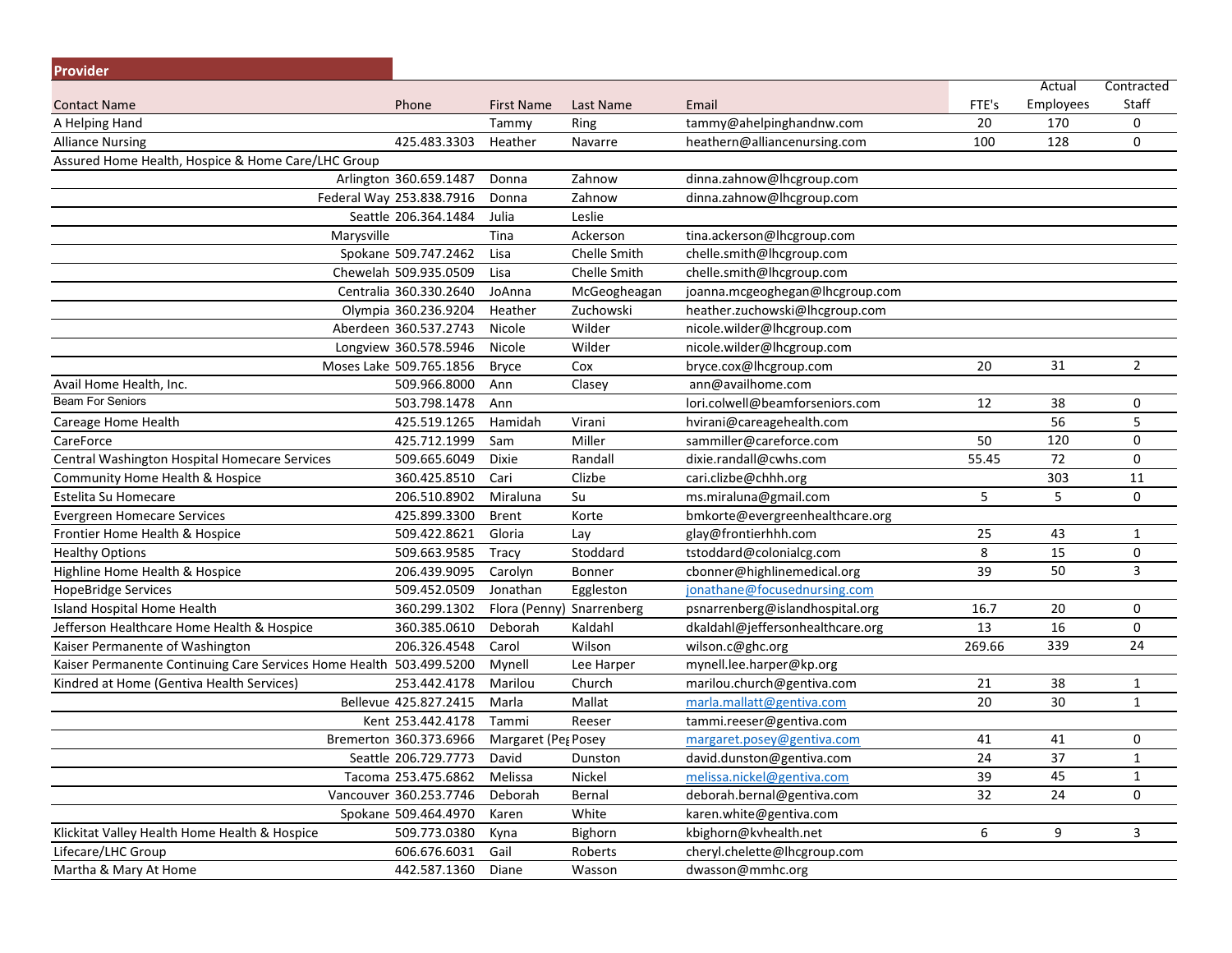| Provider | | | | | | | |
|---|---|---|---|---|---|---|---|
| Contact Name | Phone | First Name | Last Name | Email | FTE's | Actual Employees | Contracted Staff |
| A Helping Hand | | Tammy | Ring | tammy@ahelpinghandnw.com | 20 | 170 | 0 |
| Alliance Nursing | 425.483.3303 | Heather | Navarre | heathern@alliancenursing.com | 100 | 128 | 0 |
| Assured Home Health, Hospice & Home Care/LHC Group | | | | | | | |
| Arlington | 360.659.1487 | Donna | Zahnow | dinna.zahnow@lhcgroup.com | | | |
| Federal Way | 253.838.7916 | Donna | Zahnow | dinna.zahnow@lhcgroup.com | | | |
| Seattle | 206.364.1484 | Julia | Leslie | | | | |
| Marysville | | Tina | Ackerson | tina.ackerson@lhcgroup.com | | | |
| Spokane | 509.747.2462 | Lisa | Chelle Smith | chelle.smith@lhcgroup.com | | | |
| Chewelah | 509.935.0509 | Lisa | Chelle Smith | chelle.smith@lhcgroup.com | | | |
| Centralia | 360.330.2640 | JoAnna | McGeogheagan | joanna.mcgeoghegan@lhcgroup.com | | | |
| Olympia | 360.236.9204 | Heather | Zuchowski | heather.zuchowski@lhcgroup.com | | | |
| Aberdeen | 360.537.2743 | Nicole | Wilder | nicole.wilder@lhcgroup.com | | | |
| Longview | 360.578.5946 | Nicole | Wilder | nicole.wilder@lhcgroup.com | | | |
| Moses Lake | 509.765.1856 | Bryce | Cox | bryce.cox@lhcgroup.com | 20 | 31 | 2 |
| Avail Home Health, Inc. | 509.966.8000 | Ann | Clasey | ann@availhome.com | | | |
| Beam For Seniors | 503.798.1478 | Ann | | lori.colwell@beamforseniors.com | 12 | 38 | 0 |
| Careage Home Health | 425.519.1265 | Hamidah | Virani | hvirani@careagehealth.com | | 56 | 5 |
| CareForce | 425.712.1999 | Sam | Miller | sammiller@careforce.com | 50 | 120 | 0 |
| Central Washington Hospital Homecare Services | 509.665.6049 | Dixie | Randall | dixie.randall@cwhs.com | 55.45 | 72 | 0 |
| Community Home Health & Hospice | 360.425.8510 | Cari | Clizbe | cari.clizbe@chhh.org | | 303 | 11 |
| Estelita Su Homecare | 206.510.8902 | Miraluna | Su | ms.miraluna@gmail.com | 5 | 5 | 0 |
| Evergreen Homecare Services | 425.899.3300 | Brent | Korte | bmkorte@evergreenhealthcare.org | | | |
| Frontier Home Health & Hospice | 509.422.8621 | Gloria | Lay | glay@frontierhhh.com | 25 | 43 | 1 |
| Healthy Options | 509.663.9585 | Tracy | Stoddard | tstoddard@colonialcg.com | 8 | 15 | 0 |
| Highline Home Health & Hospice | 206.439.9095 | Carolyn | Bonner | cbonner@highlinemedical.org | 39 | 50 | 3 |
| HopeBridge Services | 509.452.0509 | Jonathan | Eggleston | jonathane@focusednursing.com | | | |
| Island Hospital Home Health | 360.299.1302 | Flora (Penny) | Snarrenberg | psnarrenberg@islandhospital.org | 16.7 | 20 | 0 |
| Jefferson Healthcare Home Health & Hospice | 360.385.0610 | Deborah | Kaldahl | dkaldahl@jeffersonhealthcare.org | 13 | 16 | 0 |
| Kaiser Permanente of Washington | 206.326.4548 | Carol | Wilson | wilson.c@ghc.org | 269.66 | 339 | 24 |
| Kaiser Permanente Continuing Care Services Home Health | 503.499.5200 | Mynell | Lee Harper | mynell.lee.harper@kp.org | | | |
| Kindred at Home (Gentiva Health Services) | 253.442.4178 | Marilou | Church | marilou.church@gentiva.com | 21 | 38 | 1 |
| Bellevue | 425.827.2415 | Marla | Mallat | marla.mallatt@gentiva.com | 20 | 30 | 1 |
| Kent | 253.442.4178 | Tammi | Reeser | tammi.reeser@gentiva.com | | | |
| Bremerton | 360.373.6966 | Margaret (Peg | Posey | margaret.posey@gentiva.com | 41 | 41 | 0 |
| Seattle | 206.729.7773 | David | Dunston | david.dunston@gentiva.com | 24 | 37 | 1 |
| Tacoma | 253.475.6862 | Melissa | Nickel | melissa.nickel@gentiva.com | 39 | 45 | 1 |
| Vancouver | 360.253.7746 | Deborah | Bernal | deborah.bernal@gentiva.com | 32 | 24 | 0 |
| Spokane | 509.464.4970 | Karen | White | karen.white@gentiva.com | | | |
| Klickitat Valley Health Home Health & Hospice | 509.773.0380 | Kyna | Bighorn | kbighorn@kvhealth.net | 6 | 9 | 3 |
| Lifecare/LHC Group | 606.676.6031 | Gail | Roberts | cheryl.chelette@lhcgroup.com | | | |
| Martha & Mary At Home | 442.587.1360 | Diane | Wasson | dwasson@mmhc.org | | | |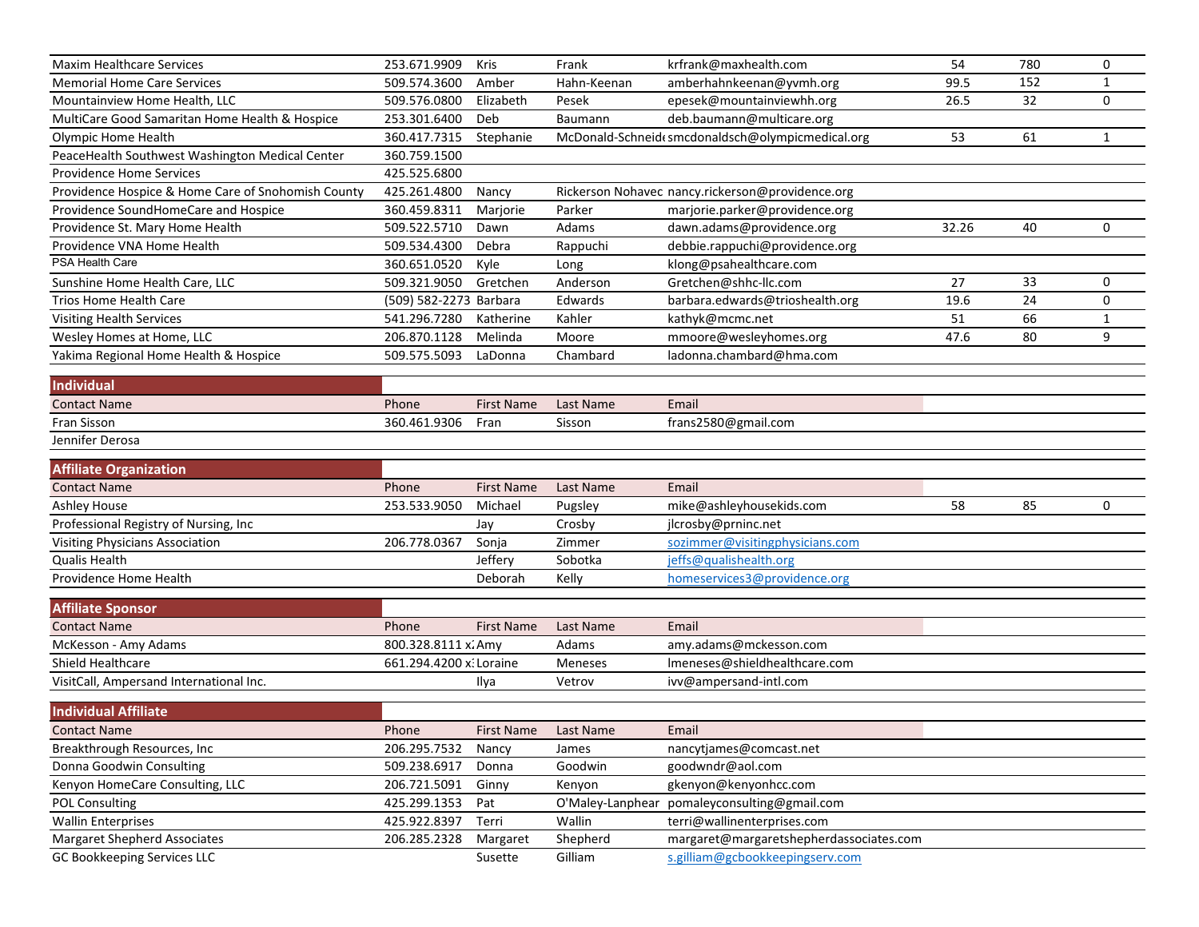| | | | | | | | |
|---|---|---|---|---|---|---|---|
| Maxim Healthcare Services | 253.671.9909 | Kris | Frank | krfrank@maxhealth.com | 54 | 780 | 0 |
| Memorial Home Care Services | 509.574.3600 | Amber | Hahn-Keenan | amberhahnkeenan@yvmh.org | 99.5 | 152 | 1 |
| Mountainview Home Health, LLC | 509.576.0800 | Elizabeth | Pesek | epesek@mountainviewhh.org | 26.5 | 32 | 0 |
| MultiCare Good Samaritan Home Health & Hospice | 253.301.6400 | Deb | Baumann | deb.baumann@multicare.org | | | |
| Olympic Home Health | 360.417.7315 | Stephanie | McDonald-Schneid | smcdonaldsch@olympicmedical.org | 53 | 61 | 1 |
| PeaceHealth Southwest Washington Medical Center | 360.759.1500 | | | | | | |
| Providence Home Services | 425.525.6800 | | | | | | |
| Providence Hospice & Home Care of Snohomish County | 425.261.4800 | Nancy | Rickerson Nohavec | nancy.rickerson@providence.org | | | |
| Providence SoundHomeCare and Hospice | 360.459.8311 | Marjorie | Parker | marjorie.parker@providence.org | | | |
| Providence St. Mary Home Health | 509.522.5710 | Dawn | Adams | dawn.adams@providence.org | 32.26 | 40 | 0 |
| Providence VNA Home Health | 509.534.4300 | Debra | Rappuchi | debbie.rappuchi@providence.org | | | |
| PSA Health Care | 360.651.0520 | Kyle | Long | klong@psahealthcare.com | | | |
| Sunshine Home Health Care, LLC | 509.321.9050 | Gretchen | Anderson | Gretchen@shhc-llc.com | 27 | 33 | 0 |
| Trios Home Health Care | (509) 582-2273 | Barbara | Edwards | barbara.edwards@trioshealth.org | 19.6 | 24 | 0 |
| Visiting Health Services | 541.296.7280 | Katherine | Kahler | kathyk@mcmc.net | 51 | 66 | 1 |
| Wesley Homes at Home, LLC | 206.870.1128 | Melinda | Moore | mmoore@wesleyhomes.org | 47.6 | 80 | 9 |
| Yakima Regional Home Health & Hospice | 509.575.5093 | LaDonna | Chambard | ladonna.chambard@hma.com | | | |

## Individual

| Contact Name | Phone | First Name | Last Name | Email |
|---|---|---|---|---|
| Fran Sisson | 360.461.9306 | Fran | Sisson | frans2580@gmail.com |
| Jennifer Derosa | | | | |

## Affiliate Organization

| Contact Name | Phone | First Name | Last Name | Email | | | |
|---|---|---|---|---|---|---|---|
| Ashley House | 253.533.9050 | Michael | Pugsley | mike@ashleyhousekids.com | 58 | 85 | 0 |
| Professional Registry of Nursing, Inc | | Jay | Crosby | jlcrosby@prninc.net | | | |
| Visiting Physicians Association | 206.778.0367 | Sonja | Zimmer | sozimmer@visitingphysicians.com | | | |
| Qualis Health | | Jeffery | Sobotka | jeffs@qualishealth.org | | | |
| Providence Home Health | | Deborah | Kelly | homeservices3@providence.org | | | |

## Affiliate Sponsor

| Contact Name | Phone | First Name | Last Name | Email |
|---|---|---|---|---|
| McKesson - Amy Adams | 800.328.8111 x | Amy | Adams | amy.adams@mckesson.com |
| Shield Healthcare | 661.294.4200 x | Loraine | Meneses | lmeneses@shieldhealthcare.com |
| VisitCall, Ampersand International Inc. | | Ilya | Vetrov | ivv@ampersand-intl.com |

## Individual Affiliate

| Contact Name | Phone | First Name | Last Name | Email |
|---|---|---|---|---|
| Breakthrough Resources, Inc | 206.295.7532 | Nancy | James | nancytjames@comcast.net |
| Donna Goodwin Consulting | 509.238.6917 | Donna | Goodwin | goodwndr@aol.com |
| Kenyon HomeCare Consulting, LLC | 206.721.5091 | Ginny | Kenyon | gkenyon@kenyonhcc.com |
| POL Consulting | 425.299.1353 | Pat | O'Maley-Lanphear | pomaleyconsulting@gmail.com |
| Wallin Enterprises | 425.922.8397 | Terri | Wallin | terri@wallinenterprises.com |
| Margaret Shepherd Associates | 206.285.2328 | Margaret | Shepherd | margaret@margaretshepherdassociates.com |
| GC Bookkeeping Services LLC | | Susette | Gilliam | s.gilliam@gcbookkeepingserv.com |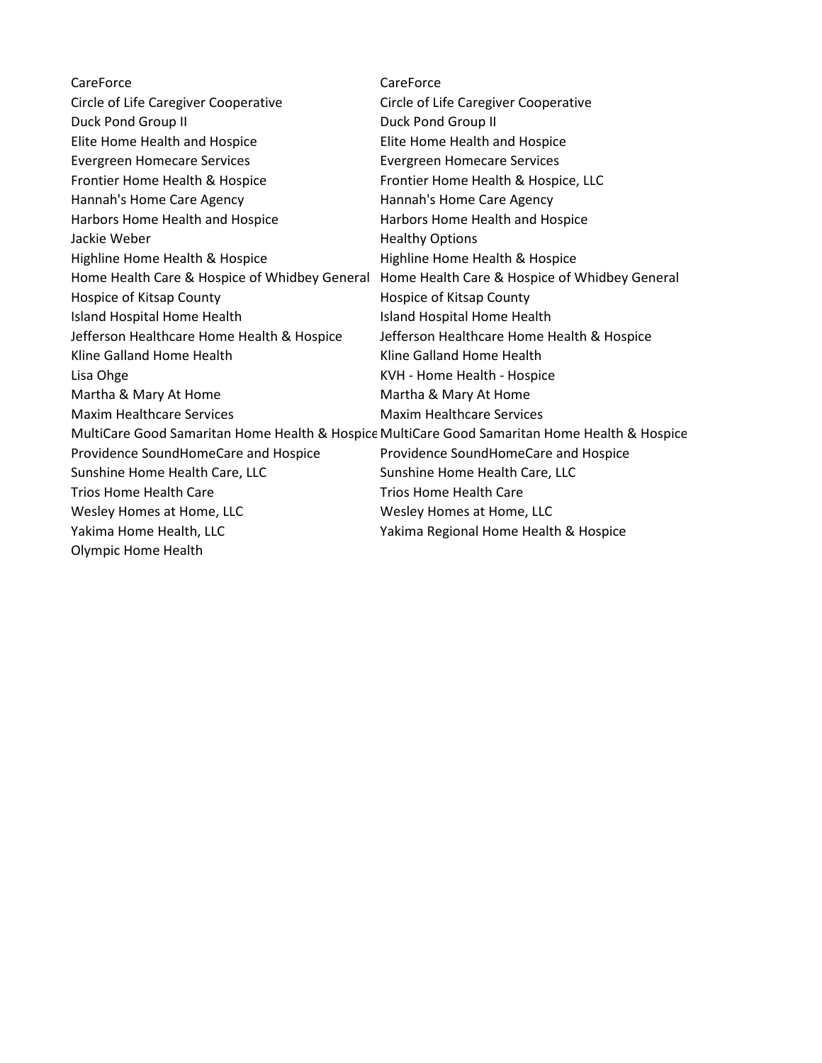| | |
|---|---|
| CareForce | CareForce |
| Circle of Life Caregiver Cooperative | Circle of Life Caregiver Cooperative |
| Duck Pond Group II | Duck Pond Group II |
| Elite Home Health and Hospice | Elite Home Health and Hospice |
| Evergreen Homecare Services | Evergreen Homecare Services |
| Frontier Home Health & Hospice | Frontier Home Health & Hospice, LLC |
| Hannah's Home Care Agency | Hannah's Home Care Agency |
| Harbors Home Health and Hospice | Harbors Home Health and Hospice |
| Jackie Weber | Healthy Options |
| Highline Home Health & Hospice | Highline Home Health & Hospice |
| Home Health Care & Hospice of Whidbey General | Home Health Care & Hospice of Whidbey General |
| Hospice of Kitsap County | Hospice of Kitsap County |
| Island Hospital Home Health | Island Hospital Home Health |
| Jefferson Healthcare Home Health & Hospice | Jefferson Healthcare Home Health & Hospice |
| Kline Galland Home Health | Kline Galland Home Health |
| Lisa Ohge | KVH - Home Health - Hospice |
| Martha & Mary At Home | Martha & Mary At Home |
| Maxim Healthcare Services | Maxim Healthcare Services |
| MultiCare Good Samaritan Home Health & Hospice | MultiCare Good Samaritan Home Health & Hospice |
| Providence SoundHomeCare and Hospice | Providence SoundHomeCare and Hospice |
| Sunshine Home Health Care, LLC | Sunshine Home Health Care, LLC |
| Trios Home Health Care | Trios Home Health Care |
| Wesley Homes at Home, LLC | Wesley Homes at Home, LLC |
| Yakima Home Health, LLC | Yakima Regional Home Health & Hospice |
| Olympic Home Health | |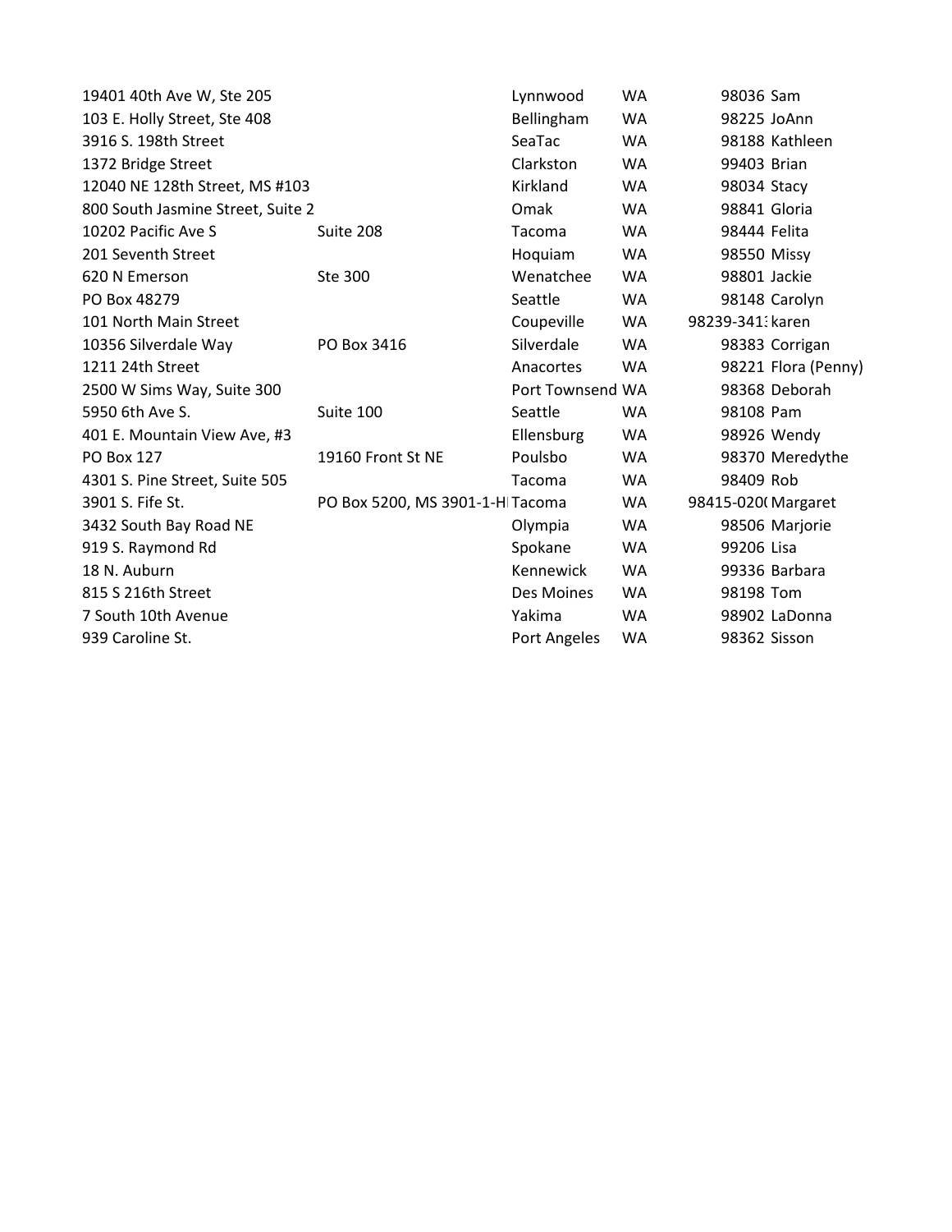| | | | | | |
|---|---|---|---|---|---|
| 19401 40th Ave W, Ste 205 | | Lynnwood | WA | 98036 | Sam |
| 103 E. Holly Street, Ste 408 | | Bellingham | WA | 98225 | JoAnn |
| 3916 S. 198th Street | | SeaTac | WA | 98188 | Kathleen |
| 1372 Bridge Street | | Clarkston | WA | 99403 | Brian |
| 12040 NE 128th Street, MS #103 | | Kirkland | WA | 98034 | Stacy |
| 800 South Jasmine Street, Suite 2 | | Omak | WA | 98841 | Gloria |
| 10202 Pacific Ave S | Suite 208 | Tacoma | WA | 98444 | Felita |
| 201 Seventh Street | | Hoquiam | WA | 98550 | Missy |
| 620 N Emerson | Ste 300 | Wenatchee | WA | 98801 | Jackie |
| PO Box 48279 | | Seattle | WA | 98148 | Carolyn |
| 101 North Main Street | | Coupeville | WA | 98239-341 | karen |
| 10356 Silverdale Way | PO Box 3416 | Silverdale | WA | 98383 | Corrigan |
| 1211 24th Street | | Anacortes | WA | 98221 | Flora (Penny) |
| 2500 W Sims Way, Suite 300 | | Port Townsend | WA | 98368 | Deborah |
| 5950 6th Ave S. | Suite 100 | Seattle | WA | 98108 | Pam |
| 401 E. Mountain View Ave, #3 | | Ellensburg | WA | 98926 | Wendy |
| PO Box 127 | 19160 Front St NE | Poulsbo | WA | 98370 | Meredythe |
| 4301 S. Pine Street, Suite 505 | | Tacoma | WA | 98409 | Rob |
| 3901 S. Fife St. | PO Box 5200, MS 3901-1-H | Tacoma | WA | 98415-020 | Margaret |
| 3432 South Bay Road NE | | Olympia | WA | 98506 | Marjorie |
| 919 S. Raymond Rd | | Spokane | WA | 99206 | Lisa |
| 18 N. Auburn | | Kennewick | WA | 99336 | Barbara |
| 815 S 216th Street | | Des Moines | WA | 98198 | Tom |
| 7 South 10th Avenue | | Yakima | WA | 98902 | LaDonna |
| 939 Caroline St. | | Port Angeles | WA | 98362 | Sisson |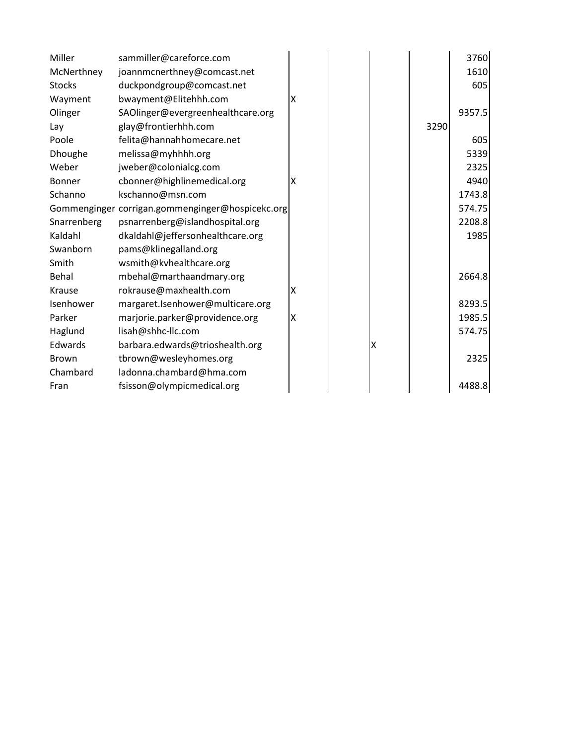| | | | | | | |
|---|---|---|---|---|---|---|
| Miller | sammiller@careforce.com | | | | | 3760 |
| McNerthney | joannmcnerthney@comcast.net | | | | | 1610 |
| Stocks | duckpondgroup@comcast.net | | | | | 605 |
| Wayment | bwayment@Elitehhh.com | X | | | | |
| Olinger | SAOlinger@evergreenhealthcare.org | | | | | 9357.5 |
| Lay | glay@frontierhhh.com | | | | 3290 | |
| Poole | felita@hannahhomecare.net | | | | | 605 |
| Dhoughe | melissa@myhhhh.org | | | | | 5339 |
| Weber | jweber@colonialcg.com | | | | | 2325 |
| Bonner | cbonner@highlinemedical.org | X | | | | 4940 |
| Schanno | kschanno@msn.com | | | | | 1743.8 |
| Gommenginger | corrigan.gommenginger@hospicekc.org | | | | | 574.75 |
| Snarrenberg | psnarrenberg@islandhospital.org | | | | | 2208.8 |
| Kaldahl | dkaldahl@jeffersonhealthcare.org | | | | | 1985 |
| Swanborn | pams@klinegalland.org | | | | | |
| Smith | wsmith@kvhealthcare.org | | | | | |
| Behal | mbehal@marthaandmary.org | | | | | 2664.8 |
| Krause | rokrause@maxhealth.com | X | | | | |
| Isenhower | margaret.Isenhower@multicare.org | | | | | 8293.5 |
| Parker | marjorie.parker@providence.org | X | | | | 1985.5 |
| Haglund | lisah@shhc-llc.com | | | | | 574.75 |
| Edwards | barbara.edwards@trioshealth.org | | | X | | |
| Brown | tbrown@wesleyhomes.org | | | | | 2325 |
| Chambard | ladonna.chambard@hma.com | | | | | |
| Fran | fsisson@olympicmedical.org | | | | | 4488.8 |